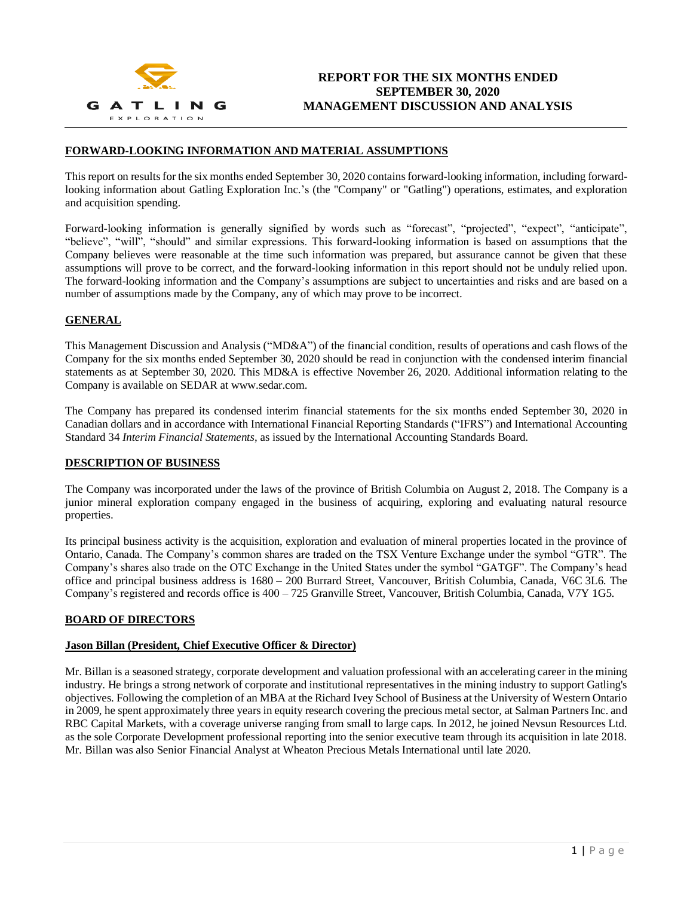# REPORT FOR THE SIX MONTHS ENDED SEPTEMBER 30, 2020
# MANAGEMENT DISCUSSION AND ANALYSIS

## FORWARD-LOOKING INFORMATION AND MATERIAL ASSUMPTIONS

This report on results for the six months ended September 30, 2020 contains forward-looking information, including forward-looking information about Gatling Exploration Inc.'s (the "Company" or "Gatling") operations, estimates, and exploration and acquisition spending.

Forward-looking information is generally signified by words such as "forecast", "projected", "expect", "anticipate", "believe", "will", "should" and similar expressions. This forward-looking information is based on assumptions that the Company believes were reasonable at the time such information was prepared, but assurance cannot be given that these assumptions will prove to be correct, and the forward-looking information in this report should not be unduly relied upon. The forward-looking information and the Company's assumptions are subject to uncertainties and risks and are based on a number of assumptions made by the Company, any of which may prove to be incorrect.

## GENERAL

This Management Discussion and Analysis ("MD&A") of the financial condition, results of operations and cash flows of the Company for the six months ended September 30, 2020 should be read in conjunction with the condensed interim financial statements as at September 30, 2020. This MD&A is effective November 26, 2020. Additional information relating to the Company is available on SEDAR at www.sedar.com.

The Company has prepared its condensed interim financial statements for the six months ended September 30, 2020 in Canadian dollars and in accordance with International Financial Reporting Standards ("IFRS") and International Accounting Standard 34 *Interim Financial Statements*, as issued by the International Accounting Standards Board.

## DESCRIPTION OF BUSINESS

The Company was incorporated under the laws of the province of British Columbia on August 2, 2018. The Company is a junior mineral exploration company engaged in the business of acquiring, exploring and evaluating natural resource properties.

Its principal business activity is the acquisition, exploration and evaluation of mineral properties located in the province of Ontario, Canada. The Company's common shares are traded on the TSX Venture Exchange under the symbol "GTR". The Company's shares also trade on the OTC Exchange in the United States under the symbol "GATGF". The Company's head office and principal business address is 1680 – 200 Burrard Street, Vancouver, British Columbia, Canada, V6C 3L6. The Company's registered and records office is 400 – 725 Granville Street, Vancouver, British Columbia, Canada, V7Y 1G5.

## BOARD OF DIRECTORS

### Jason Billan (President, Chief Executive Officer & Director)

Mr. Billan is a seasoned strategy, corporate development and valuation professional with an accelerating career in the mining industry. He brings a strong network of corporate and institutional representatives in the mining industry to support Gatling's objectives. Following the completion of an MBA at the Richard Ivey School of Business at the University of Western Ontario in 2009, he spent approximately three years in equity research covering the precious metal sector, at Salman Partners Inc. and RBC Capital Markets, with a coverage universe ranging from small to large caps. In 2012, he joined Nevsun Resources Ltd. as the sole Corporate Development professional reporting into the senior executive team through its acquisition in late 2018. Mr. Billan was also Senior Financial Analyst at Wheaton Precious Metals International until late 2020.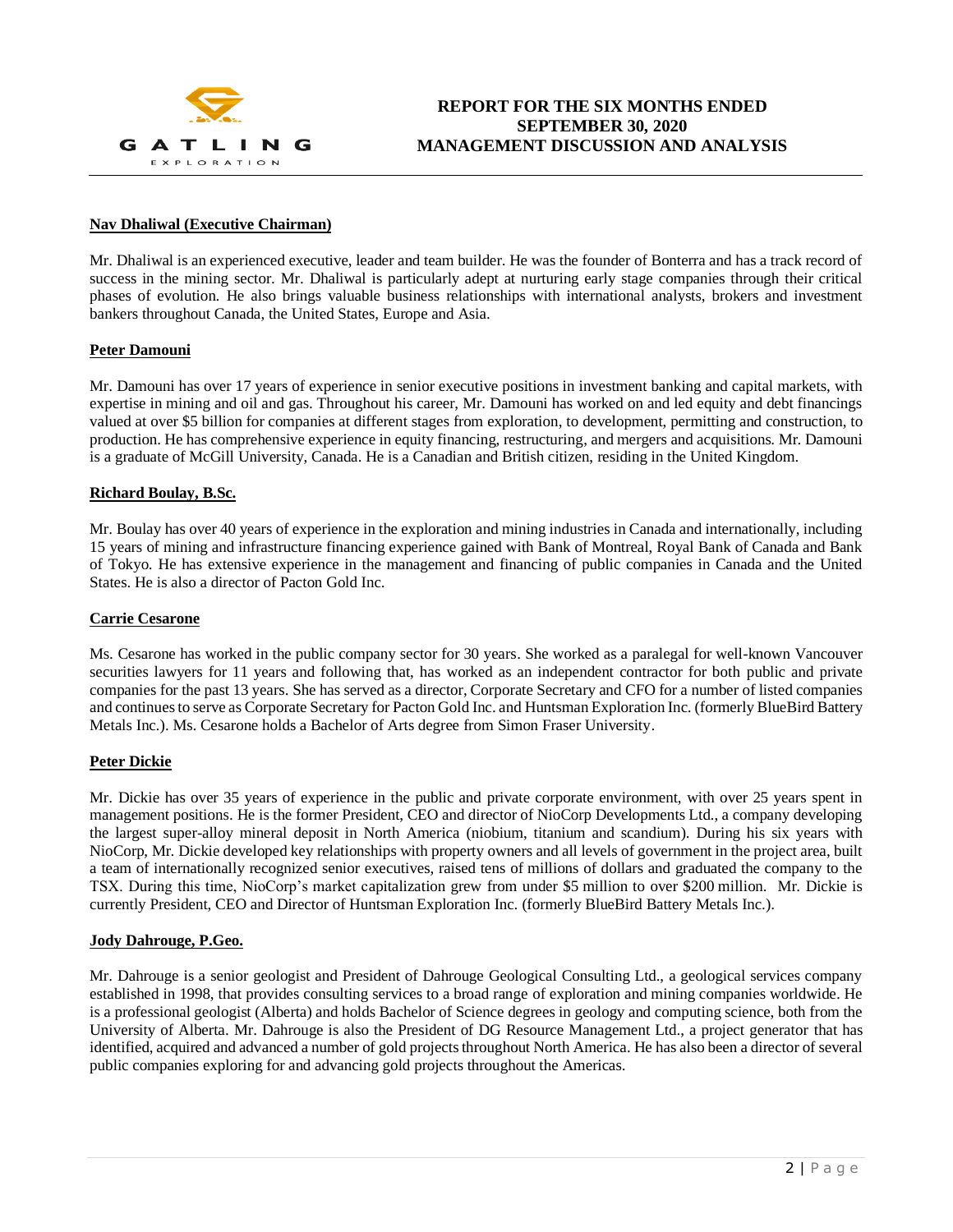**Nav Dhaliwal (Executive Chairman)**

Mr. Dhaliwal is an experienced executive, leader and team builder. He was the founder of Bonterra and has a track record of success in the mining sector. Mr. Dhaliwal is particularly adept at nurturing early stage companies through their critical phases of evolution. He also brings valuable business relationships with international analysts, brokers and investment bankers throughout Canada, the United States, Europe and Asia.

**Peter Damouni**

Mr. Damouni has over 17 years of experience in senior executive positions in investment banking and capital markets, with expertise in mining and oil and gas. Throughout his career, Mr. Damouni has worked on and led equity and debt financings valued at over $5 billion for companies at different stages from exploration, to development, permitting and construction, to production. He has comprehensive experience in equity financing, restructuring, and mergers and acquisitions. Mr. Damouni is a graduate of McGill University, Canada. He is a Canadian and British citizen, residing in the United Kingdom.

**Richard Boulay, B.Sc.**

Mr. Boulay has over 40 years of experience in the exploration and mining industries in Canada and internationally, including 15 years of mining and infrastructure financing experience gained with Bank of Montreal, Royal Bank of Canada and Bank of Tokyo. He has extensive experience in the management and financing of public companies in Canada and the United States. He is also a director of Pacton Gold Inc.

**Carrie Cesarone**

Ms. Cesarone has worked in the public company sector for 30 years. She worked as a paralegal for well-known Vancouver securities lawyers for 11 years and following that, has worked as an independent contractor for both public and private companies for the past 13 years. She has served as a director, Corporate Secretary and CFO for a number of listed companies and continues to serve as Corporate Secretary for Pacton Gold Inc. and Huntsman Exploration Inc. (formerly BlueBird Battery Metals Inc.). Ms. Cesarone holds a Bachelor of Arts degree from Simon Fraser University.

**Peter Dickie**

Mr. Dickie has over 35 years of experience in the public and private corporate environment, with over 25 years spent in management positions. He is the former President, CEO and director of NioCorp Developments Ltd., a company developing the largest super-alloy mineral deposit in North America (niobium, titanium and scandium). During his six years with NioCorp, Mr. Dickie developed key relationships with property owners and all levels of government in the project area, built a team of internationally recognized senior executives, raised tens of millions of dollars and graduated the company to the TSX. During this time, NioCorp's market capitalization grew from under $5 million to over $200 million. Mr. Dickie is currently President, CEO and Director of Huntsman Exploration Inc. (formerly BlueBird Battery Metals Inc.).

**Jody Dahrouge, P.Geo.**

Mr. Dahrouge is a senior geologist and President of Dahrouge Geological Consulting Ltd., a geological services company established in 1998, that provides consulting services to a broad range of exploration and mining companies worldwide. He is a professional geologist (Alberta) and holds Bachelor of Science degrees in geology and computing science, both from the University of Alberta. Mr. Dahrouge is also the President of DG Resource Management Ltd., a project generator that has identified, acquired and advanced a number of gold projects throughout North America. He has also been a director of several public companies exploring for and advancing gold projects throughout the Americas.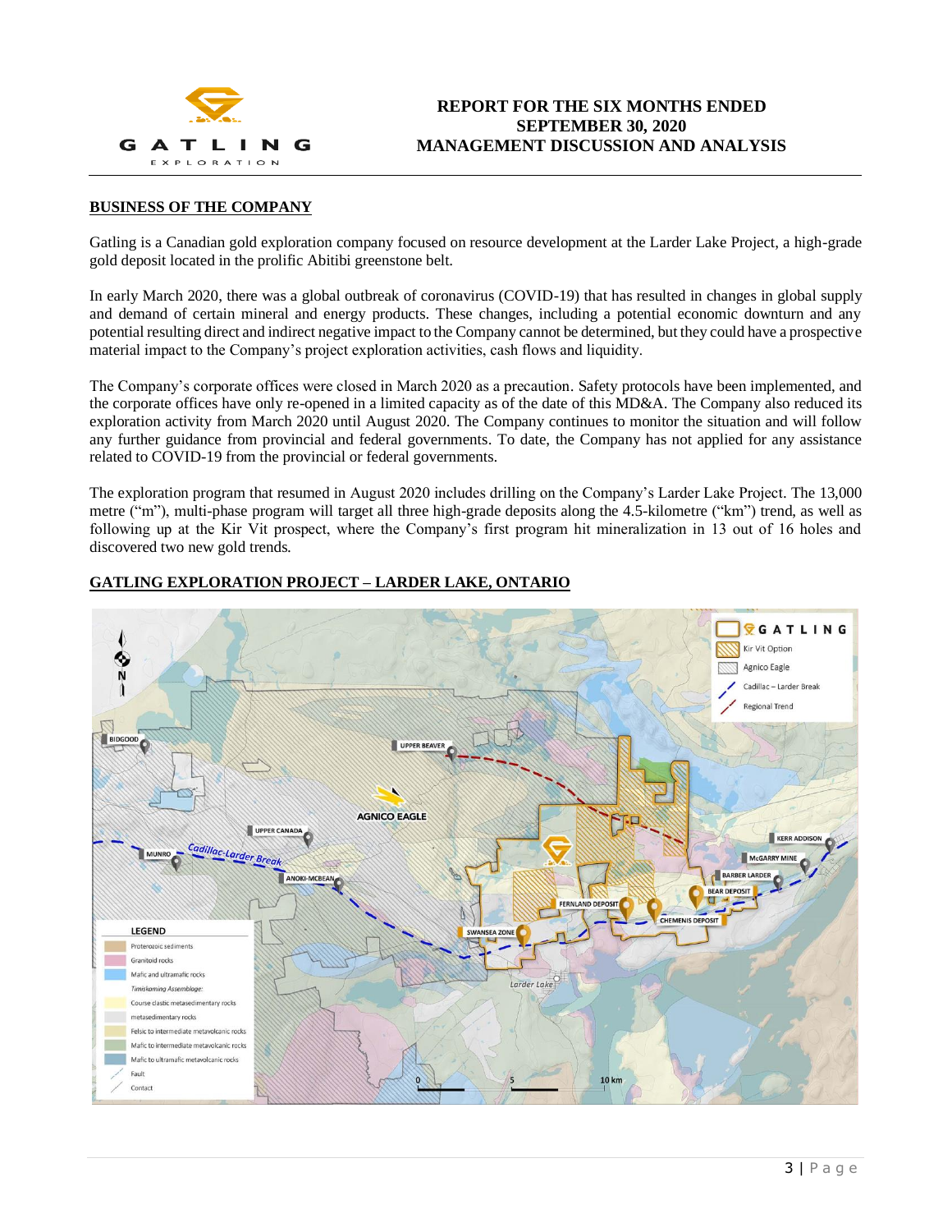## BUSINESS OF THE COMPANY

Gatling is a Canadian gold exploration company focused on resource development at the Larder Lake Project, a high-grade gold deposit located in the prolific Abitibi greenstone belt.

In early March 2020, there was a global outbreak of coronavirus (COVID-19) that has resulted in changes in global supply and demand of certain mineral and energy products. These changes, including a potential economic downturn and any potential resulting direct and indirect negative impact to the Company cannot be determined, but they could have a prospective material impact to the Company's project exploration activities, cash flows and liquidity.

The Company's corporate offices were closed in March 2020 as a precaution. Safety protocols have been implemented, and the corporate offices have only re-opened in a limited capacity as of the date of this MD&A. The Company also reduced its exploration activity from March 2020 until August 2020. The Company continues to monitor the situation and will follow any further guidance from provincial and federal governments. To date, the Company has not applied for any assistance related to COVID-19 from the provincial or federal governments.

The exploration program that resumed in August 2020 includes drilling on the Company's Larder Lake Project. The 13,000 metre ("m"), multi-phase program will target all three high-grade deposits along the 4.5-kilometre ("km") trend, as well as following up at the Kir Vit prospect, where the Company's first program hit mineralization in 13 out of 16 holes and discovered two new gold trends.

## GATLING EXPLORATION PROJECT – LARDER LAKE, ONTARIO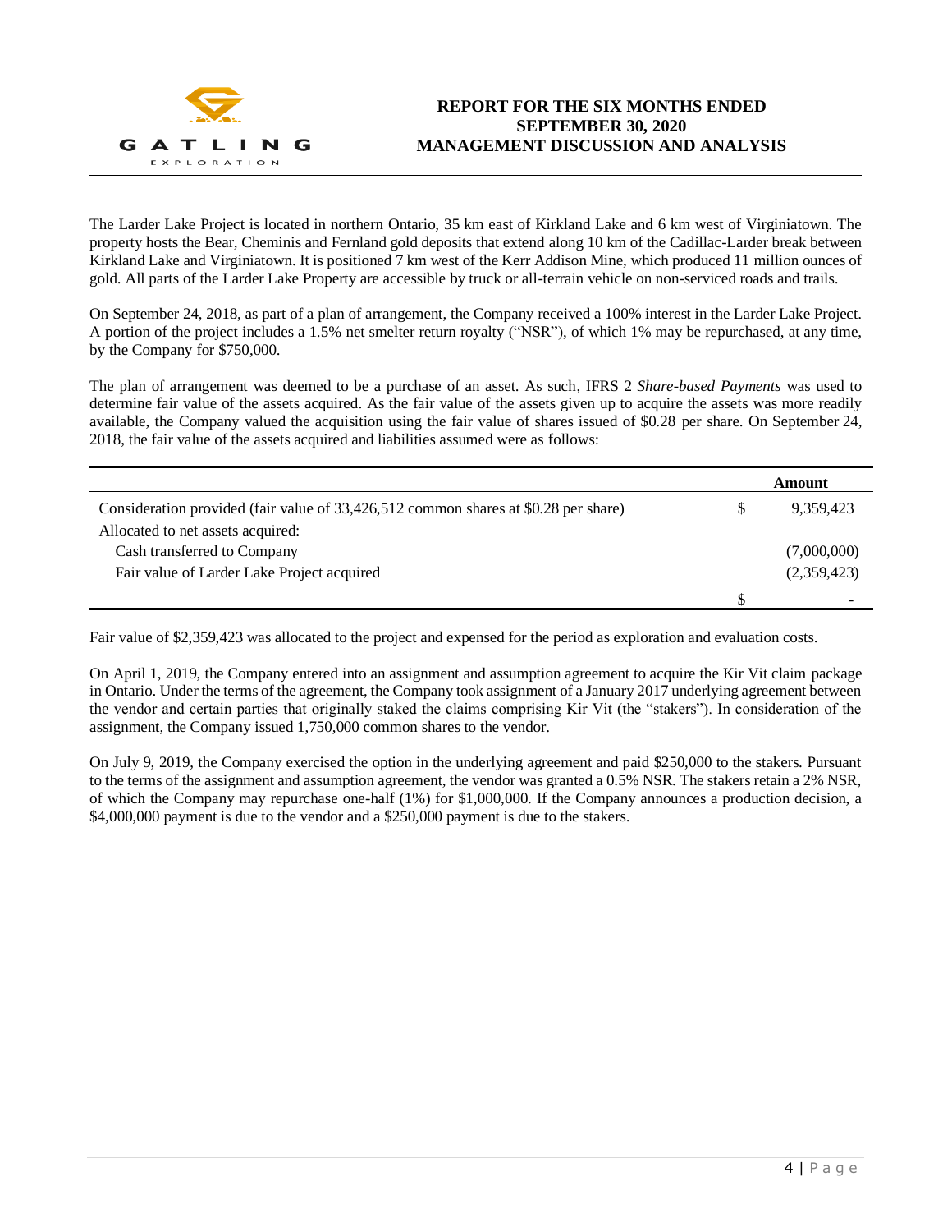The Larder Lake Project is located in northern Ontario, 35 km east of Kirkland Lake and 6 km west of Virginiatown. The property hosts the Bear, Cheminis and Fernland gold deposits that extend along 10 km of the Cadillac-Larder break between Kirkland Lake and Virginiatown. It is positioned 7 km west of the Kerr Addison Mine, which produced 11 million ounces of gold. All parts of the Larder Lake Property are accessible by truck or all-terrain vehicle on non-serviced roads and trails.

On September 24, 2018, as part of a plan of arrangement, the Company received a 100% interest in the Larder Lake Project. A portion of the project includes a 1.5% net smelter return royalty ("NSR"), of which 1% may be repurchased, at any time, by the Company for $750,000.

The plan of arrangement was deemed to be a purchase of an asset. As such, IFRS 2 *Share-based Payments* was used to determine fair value of the assets acquired. As the fair value of the assets given up to acquire the assets was more readily available, the Company valued the acquisition using the fair value of shares issued of $0.28 per share. On September 24, 2018, the fair value of the assets acquired and liabilities assumed were as follows:

| | | **Amount** |
|---|---|---|
| Consideration provided (fair value of 33,426,512 common shares at $0.28 per share) | $ | 9,359,423 |
| Allocated to net assets acquired: | | |
| Cash transferred to Company | | (7,000,000) |
| Fair value of Larder Lake Project acquired | | (2,359,423) |
| | $ | - |

Fair value of $2,359,423 was allocated to the project and expensed for the period as exploration and evaluation costs.

On April 1, 2019, the Company entered into an assignment and assumption agreement to acquire the Kir Vit claim package in Ontario. Under the terms of the agreement, the Company took assignment of a January 2017 underlying agreement between the vendor and certain parties that originally staked the claims comprising Kir Vit (the "stakers"). In consideration of the assignment, the Company issued 1,750,000 common shares to the vendor.

On July 9, 2019, the Company exercised the option in the underlying agreement and paid $250,000 to the stakers. Pursuant to the terms of the assignment and assumption agreement, the vendor was granted a 0.5% NSR. The stakers retain a 2% NSR, of which the Company may repurchase one-half (1%) for $1,000,000. If the Company announces a production decision, a $4,000,000 payment is due to the vendor and a $250,000 payment is due to the stakers.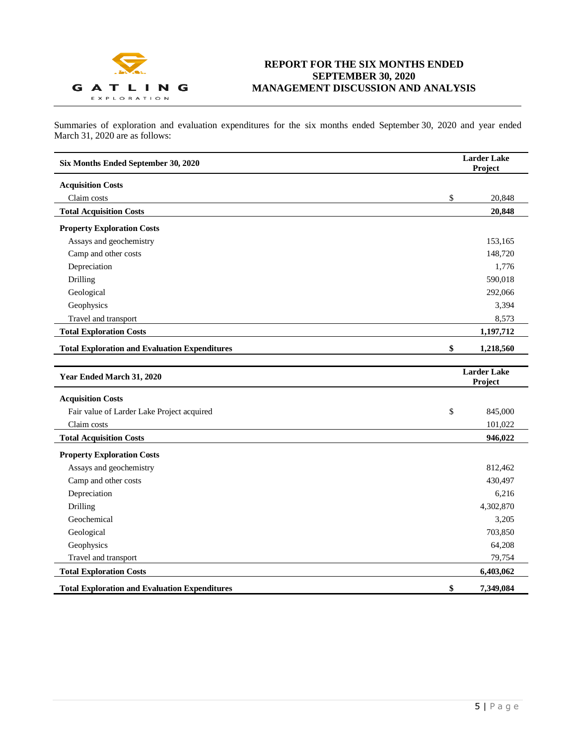Summaries of exploration and evaluation expenditures for the six months ended September 30, 2020 and year ended March 31, 2020 are as follows:

| Six Months Ended September 30, 2020 | | Larder Lake Project |
|---|---|---|
| **Acquisition Costs** | | |
| Claim costs | $ | 20,848 |
| **Total Acquisition Costs** | | **20,848** |
| **Property Exploration Costs** | | |
| Assays and geochemistry | | 153,165 |
| Camp and other costs | | 148,720 |
| Depreciation | | 1,776 |
| Drilling | | 590,018 |
| Geological | | 292,066 |
| Geophysics | | 3,394 |
| Travel and transport | | 8,573 |
| **Total Exploration Costs** | | **1,197,712** |
| **Total Exploration and Evaluation Expenditures** | **$** | **1,218,560** |

| Year Ended March 31, 2020 | | Larder Lake Project |
|---|---|---|
| **Acquisition Costs** | | |
| Fair value of Larder Lake Project acquired | $ | 845,000 |
| Claim costs | | 101,022 |
| **Total Acquisition Costs** | | **946,022** |
| **Property Exploration Costs** | | |
| Assays and geochemistry | | 812,462 |
| Camp and other costs | | 430,497 |
| Depreciation | | 6,216 |
| Drilling | | 4,302,870 |
| Geochemical | | 3,205 |
| Geological | | 703,850 |
| Geophysics | | 64,208 |
| Travel and transport | | 79,754 |
| **Total Exploration Costs** | | **6,403,062** |
| **Total Exploration and Evaluation Expenditures** | **$** | **7,349,084** |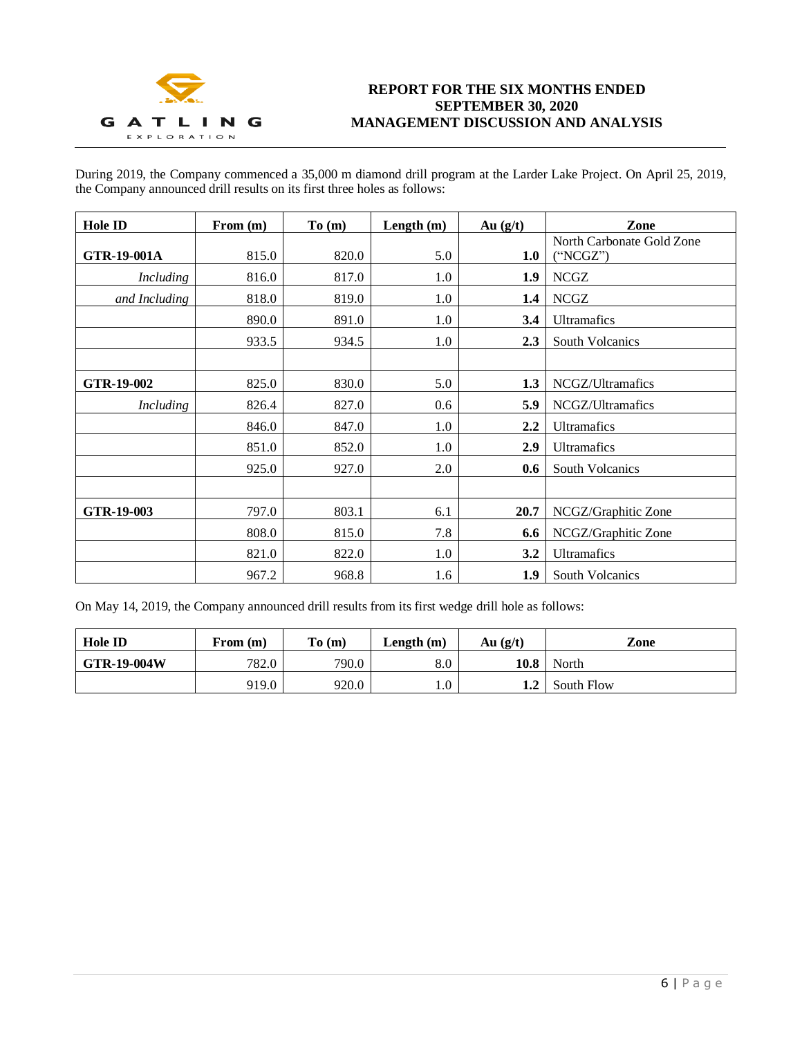During 2019, the Company commenced a 35,000 m diamond drill program at the Larder Lake Project. On April 25, 2019, the Company announced drill results on its first three holes as follows:

| Hole ID | From (m) | To (m) | Length (m) | Au (g/t) | Zone |
|---|---|---|---|---|---|
| **GTR-19-001A** | 815.0 | 820.0 | 5.0 | **1.0** | North Carbonate Gold Zone ("NCGZ") |
| *Including* | 816.0 | 817.0 | 1.0 | **1.9** | NCGZ |
| *and Including* | 818.0 | 819.0 | 1.0 | **1.4** | NCGZ |
| | 890.0 | 891.0 | 1.0 | **3.4** | Ultramafics |
| | 933.5 | 934.5 | 1.0 | **2.3** | South Volcanics |
| | | | | | |
| **GTR-19-002** | 825.0 | 830.0 | 5.0 | **1.3** | NCGZ/Ultramafics |
| *Including* | 826.4 | 827.0 | 0.6 | **5.9** | NCGZ/Ultramafics |
| | 846.0 | 847.0 | 1.0 | **2.2** | Ultramafics |
| | 851.0 | 852.0 | 1.0 | **2.9** | Ultramafics |
| | 925.0 | 927.0 | 2.0 | **0.6** | South Volcanics |
| | | | | | |
| **GTR-19-003** | 797.0 | 803.1 | 6.1 | **20.7** | NCGZ/Graphitic Zone |
| | 808.0 | 815.0 | 7.8 | **6.6** | NCGZ/Graphitic Zone |
| | 821.0 | 822.0 | 1.0 | **3.2** | Ultramafics |
| | 967.2 | 968.8 | 1.6 | **1.9** | South Volcanics |

On May 14, 2019, the Company announced drill results from its first wedge drill hole as follows:

| Hole ID | From (m) | To (m) | Length (m) | Au (g/t) | Zone |
|---|---|---|---|---|---|
| **GTR-19-004W** | 782.0 | 790.0 | 8.0 | **10.8** | North |
| | 919.0 | 920.0 | 1.0 | **1.2** | South Flow |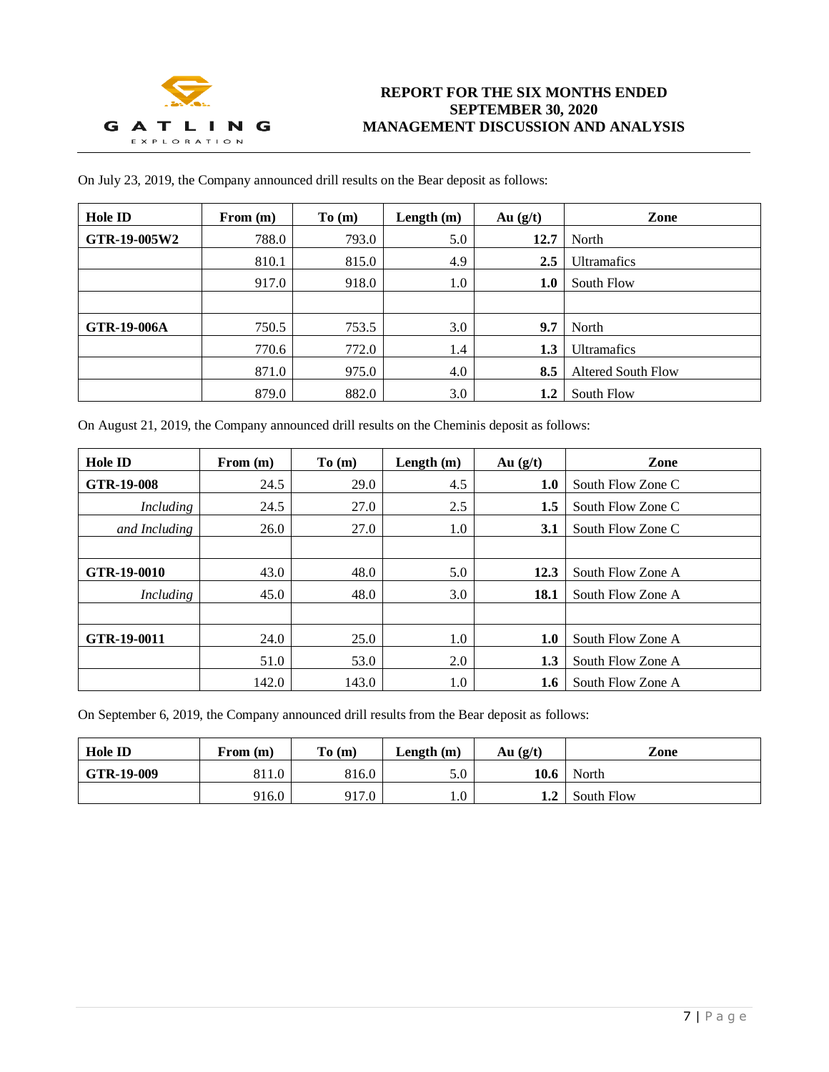On July 23, 2019, the Company announced drill results on the Bear deposit as follows:

| Hole ID | From (m) | To (m) | Length (m) | Au (g/t) | Zone |
|---|---|---|---|---|---|
| **GTR-19-005W2** | 788.0 | 793.0 | 5.0 | **12.7** | North |
| | 810.1 | 815.0 | 4.9 | **2.5** | Ultramafics |
| | 917.0 | 918.0 | 1.0 | **1.0** | South Flow |
| | | | | | |
| **GTR-19-006A** | 750.5 | 753.5 | 3.0 | **9.7** | North |
| | 770.6 | 772.0 | 1.4 | **1.3** | Ultramafics |
| | 871.0 | 975.0 | 4.0 | **8.5** | Altered South Flow |
| | 879.0 | 882.0 | 3.0 | **1.2** | South Flow |

On August 21, 2019, the Company announced drill results on the Cheminis deposit as follows:

| Hole ID | From (m) | To (m) | Length (m) | Au (g/t) | Zone |
|---|---|---|---|---|---|
| **GTR-19-008** | 24.5 | 29.0 | 4.5 | **1.0** | South Flow Zone C |
| *Including* | 24.5 | 27.0 | 2.5 | **1.5** | South Flow Zone C |
| *and Including* | 26.0 | 27.0 | 1.0 | **3.1** | South Flow Zone C |
| | | | | | |
| **GTR-19-0010** | 43.0 | 48.0 | 5.0 | **12.3** | South Flow Zone A |
| *Including* | 45.0 | 48.0 | 3.0 | **18.1** | South Flow Zone A |
| | | | | | |
| **GTR-19-0011** | 24.0 | 25.0 | 1.0 | **1.0** | South Flow Zone A |
| | 51.0 | 53.0 | 2.0 | **1.3** | South Flow Zone A |
| | 142.0 | 143.0 | 1.0 | **1.6** | South Flow Zone A |

On September 6, 2019, the Company announced drill results from the Bear deposit as follows:

| Hole ID | From (m) | To (m) | Length (m) | Au (g/t) | Zone |
|---|---|---|---|---|---|
| **GTR-19-009** | 811.0 | 816.0 | 5.0 | **10.6** | North |
| | 916.0 | 917.0 | 1.0 | **1.2** | South Flow |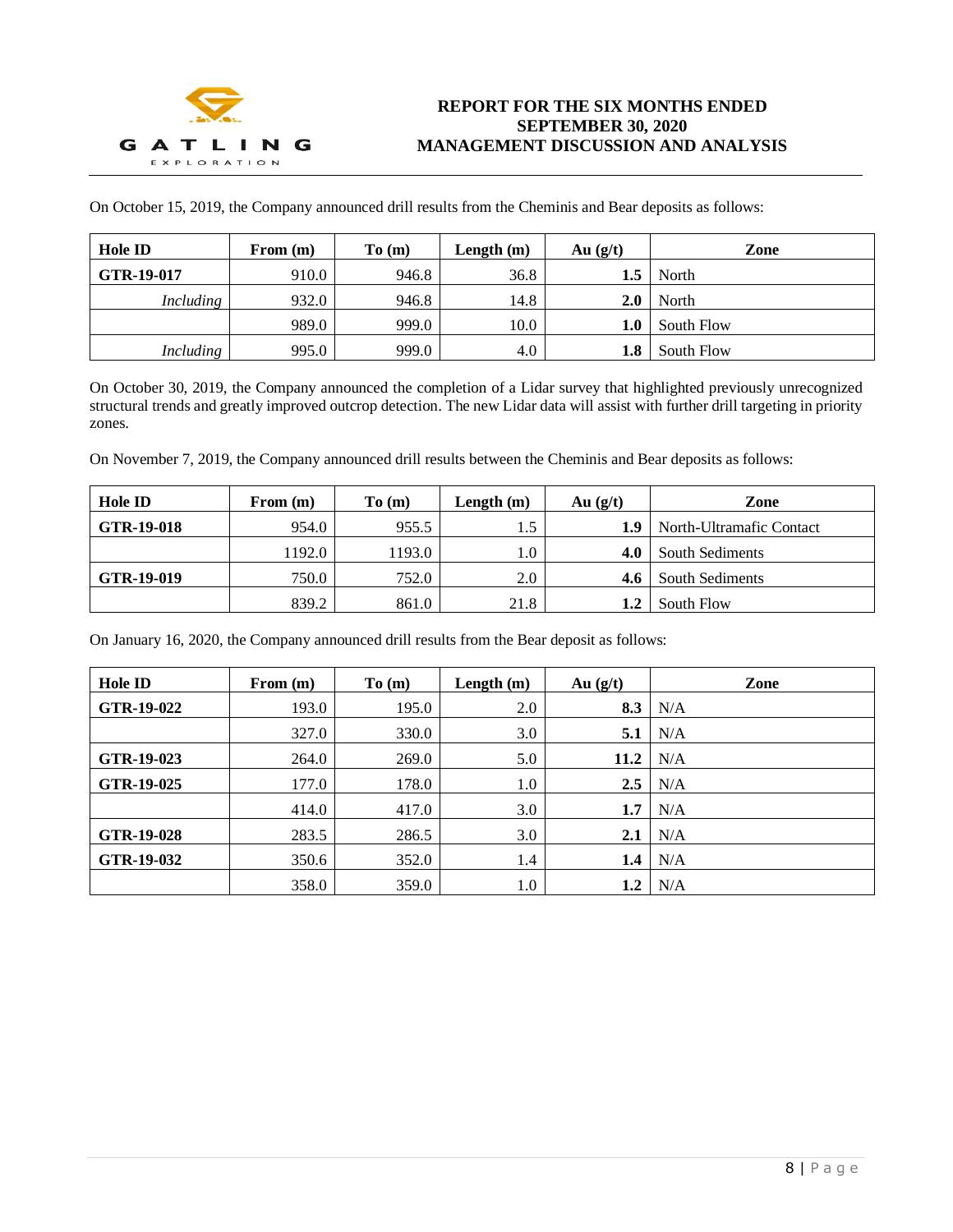On October 15, 2019, the Company announced drill results from the Cheminis and Bear deposits as follows:

| Hole ID | From (m) | To (m) | Length (m) | Au (g/t) | Zone |
|---|---|---|---|---|---|
| **GTR-19-017** | 910.0 | 946.8 | 36.8 | **1.5** | North |
| *Including* | 932.0 | 946.8 | 14.8 | **2.0** | North |
| | 989.0 | 999.0 | 10.0 | **1.0** | South Flow |
| *Including* | 995.0 | 999.0 | 4.0 | **1.8** | South Flow |

On October 30, 2019, the Company announced the completion of a Lidar survey that highlighted previously unrecognized structural trends and greatly improved outcrop detection. The new Lidar data will assist with further drill targeting in priority zones.

On November 7, 2019, the Company announced drill results between the Cheminis and Bear deposits as follows:

| Hole ID | From (m) | To (m) | Length (m) | Au (g/t) | Zone |
|---|---|---|---|---|---|
| **GTR-19-018** | 954.0 | 955.5 | 1.5 | **1.9** | North-Ultramafic Contact |
| | 1192.0 | 1193.0 | 1.0 | **4.0** | South Sediments |
| **GTR-19-019** | 750.0 | 752.0 | 2.0 | **4.6** | South Sediments |
| | 839.2 | 861.0 | 21.8 | **1.2** | South Flow |

On January 16, 2020, the Company announced drill results from the Bear deposit as follows:

| Hole ID | From (m) | To (m) | Length (m) | Au (g/t) | Zone |
|---|---|---|---|---|---|
| **GTR-19-022** | 193.0 | 195.0 | 2.0 | **8.3** | N/A |
| | 327.0 | 330.0 | 3.0 | **5.1** | N/A |
| **GTR-19-023** | 264.0 | 269.0 | 5.0 | **11.2** | N/A |
| **GTR-19-025** | 177.0 | 178.0 | 1.0 | **2.5** | N/A |
| | 414.0 | 417.0 | 3.0 | **1.7** | N/A |
| **GTR-19-028** | 283.5 | 286.5 | 3.0 | **2.1** | N/A |
| **GTR-19-032** | 350.6 | 352.0 | 1.4 | **1.4** | N/A |
| | 358.0 | 359.0 | 1.0 | **1.2** | N/A |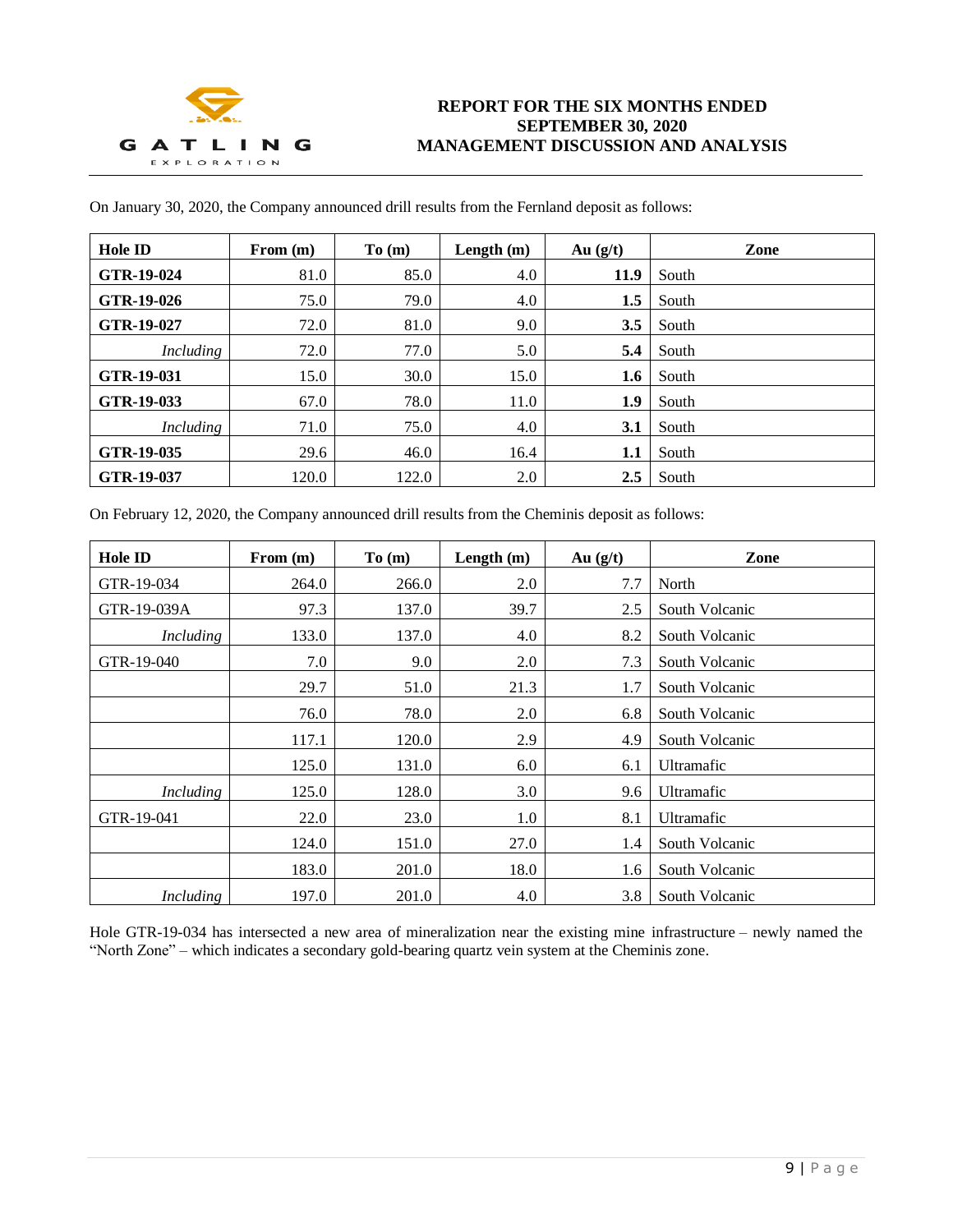On January 30, 2020, the Company announced drill results from the Fernland deposit as follows:

| Hole ID | From (m) | To (m) | Length (m) | Au (g/t) | Zone |
|---|---|---|---|---|---|
| **GTR-19-024** | 81.0 | 85.0 | 4.0 | **11.9** | South |
| **GTR-19-026** | 75.0 | 79.0 | 4.0 | **1.5** | South |
| **GTR-19-027** | 72.0 | 81.0 | 9.0 | **3.5** | South |
| *Including* | 72.0 | 77.0 | 5.0 | **5.4** | South |
| **GTR-19-031** | 15.0 | 30.0 | 15.0 | **1.6** | South |
| **GTR-19-033** | 67.0 | 78.0 | 11.0 | **1.9** | South |
| *Including* | 71.0 | 75.0 | 4.0 | **3.1** | South |
| **GTR-19-035** | 29.6 | 46.0 | 16.4 | **1.1** | South |
| **GTR-19-037** | 120.0 | 122.0 | 2.0 | **2.5** | South |

On February 12, 2020, the Company announced drill results from the Cheminis deposit as follows:

| Hole ID | From (m) | To (m) | Length (m) | Au (g/t) | Zone |
|---|---|---|---|---|---|
| GTR-19-034 | 264.0 | 266.0 | 2.0 | 7.7 | North |
| GTR-19-039A | 97.3 | 137.0 | 39.7 | 2.5 | South Volcanic |
| *Including* | 133.0 | 137.0 | 4.0 | 8.2 | South Volcanic |
| GTR-19-040 | 7.0 | 9.0 | 2.0 | 7.3 | South Volcanic |
| | 29.7 | 51.0 | 21.3 | 1.7 | South Volcanic |
| | 76.0 | 78.0 | 2.0 | 6.8 | South Volcanic |
| | 117.1 | 120.0 | 2.9 | 4.9 | South Volcanic |
| | 125.0 | 131.0 | 6.0 | 6.1 | Ultramafic |
| *Including* | 125.0 | 128.0 | 3.0 | 9.6 | Ultramafic |
| GTR-19-041 | 22.0 | 23.0 | 1.0 | 8.1 | Ultramafic |
| | 124.0 | 151.0 | 27.0 | 1.4 | South Volcanic |
| | 183.0 | 201.0 | 18.0 | 1.6 | South Volcanic |
| *Including* | 197.0 | 201.0 | 4.0 | 3.8 | South Volcanic |

Hole GTR-19-034 has intersected a new area of mineralization near the existing mine infrastructure – newly named the "North Zone" – which indicates a secondary gold-bearing quartz vein system at the Cheminis zone.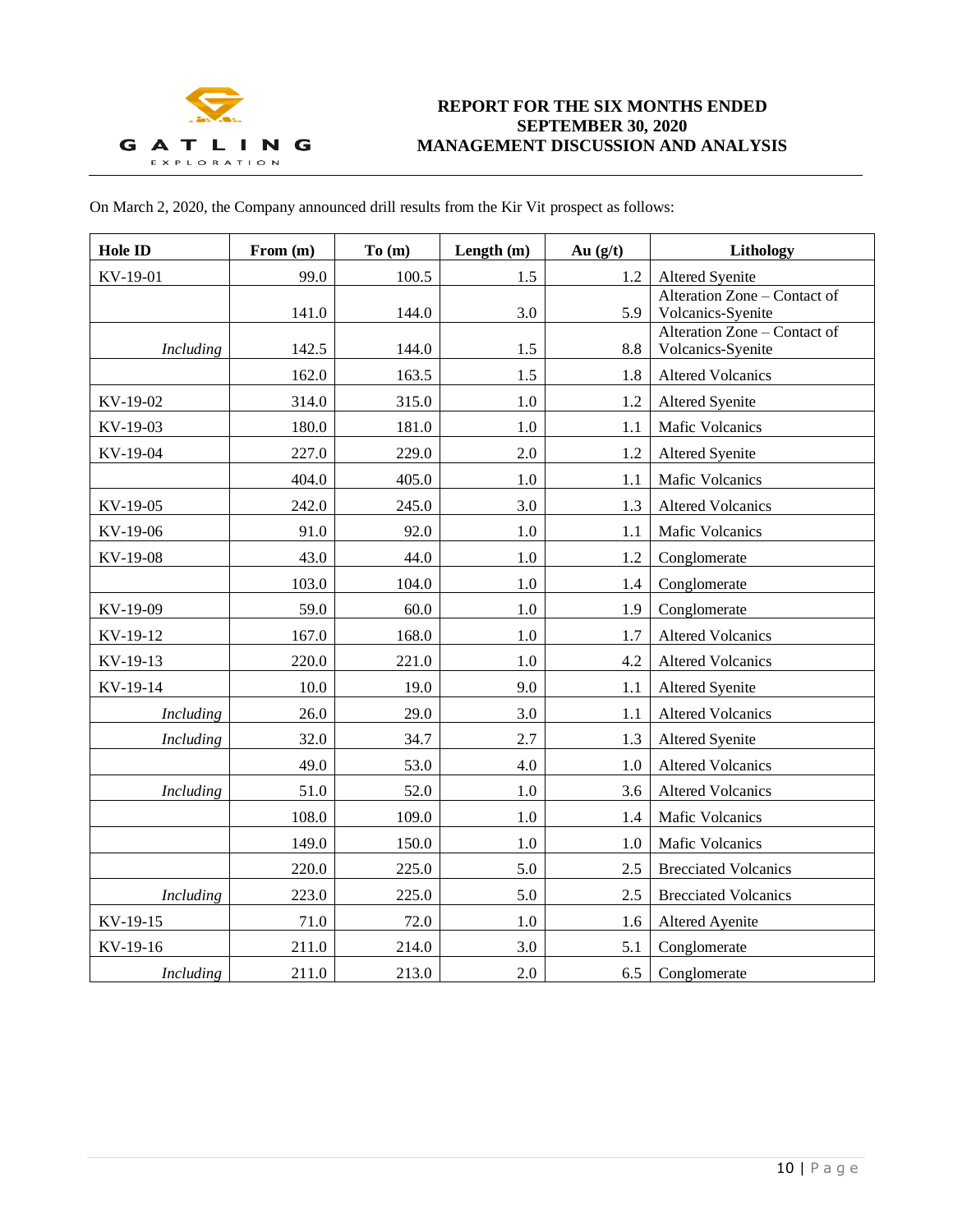On March 2, 2020, the Company announced drill results from the Kir Vit prospect as follows:

| Hole ID | From (m) | To (m) | Length (m) | Au (g/t) | Lithology |
|---|---|---|---|---|---|
| KV-19-01 | 99.0 | 100.5 | 1.5 | 1.2 | Altered Syenite |
| | 141.0 | 144.0 | 3.0 | 5.9 | Alteration Zone – Contact of Volcanics-Syenite |
| *Including* | 142.5 | 144.0 | 1.5 | 8.8 | Alteration Zone – Contact of Volcanics-Syenite |
| | 162.0 | 163.5 | 1.5 | 1.8 | Altered Volcanics |
| KV-19-02 | 314.0 | 315.0 | 1.0 | 1.2 | Altered Syenite |
| KV-19-03 | 180.0 | 181.0 | 1.0 | 1.1 | Mafic Volcanics |
| KV-19-04 | 227.0 | 229.0 | 2.0 | 1.2 | Altered Syenite |
| | 404.0 | 405.0 | 1.0 | 1.1 | Mafic Volcanics |
| KV-19-05 | 242.0 | 245.0 | 3.0 | 1.3 | Altered Volcanics |
| KV-19-06 | 91.0 | 92.0 | 1.0 | 1.1 | Mafic Volcanics |
| KV-19-08 | 43.0 | 44.0 | 1.0 | 1.2 | Conglomerate |
| | 103.0 | 104.0 | 1.0 | 1.4 | Conglomerate |
| KV-19-09 | 59.0 | 60.0 | 1.0 | 1.9 | Conglomerate |
| KV-19-12 | 167.0 | 168.0 | 1.0 | 1.7 | Altered Volcanics |
| KV-19-13 | 220.0 | 221.0 | 1.0 | 4.2 | Altered Volcanics |
| KV-19-14 | 10.0 | 19.0 | 9.0 | 1.1 | Altered Syenite |
| *Including* | 26.0 | 29.0 | 3.0 | 1.1 | Altered Volcanics |
| *Including* | 32.0 | 34.7 | 2.7 | 1.3 | Altered Syenite |
| | 49.0 | 53.0 | 4.0 | 1.0 | Altered Volcanics |
| *Including* | 51.0 | 52.0 | 1.0 | 3.6 | Altered Volcanics |
| | 108.0 | 109.0 | 1.0 | 1.4 | Mafic Volcanics |
| | 149.0 | 150.0 | 1.0 | 1.0 | Mafic Volcanics |
| | 220.0 | 225.0 | 5.0 | 2.5 | Brecciated Volcanics |
| *Including* | 223.0 | 225.0 | 5.0 | 2.5 | Brecciated Volcanics |
| KV-19-15 | 71.0 | 72.0 | 1.0 | 1.6 | Altered Ayenite |
| KV-19-16 | 211.0 | 214.0 | 3.0 | 5.1 | Conglomerate |
| *Including* | 211.0 | 213.0 | 2.0 | 6.5 | Conglomerate |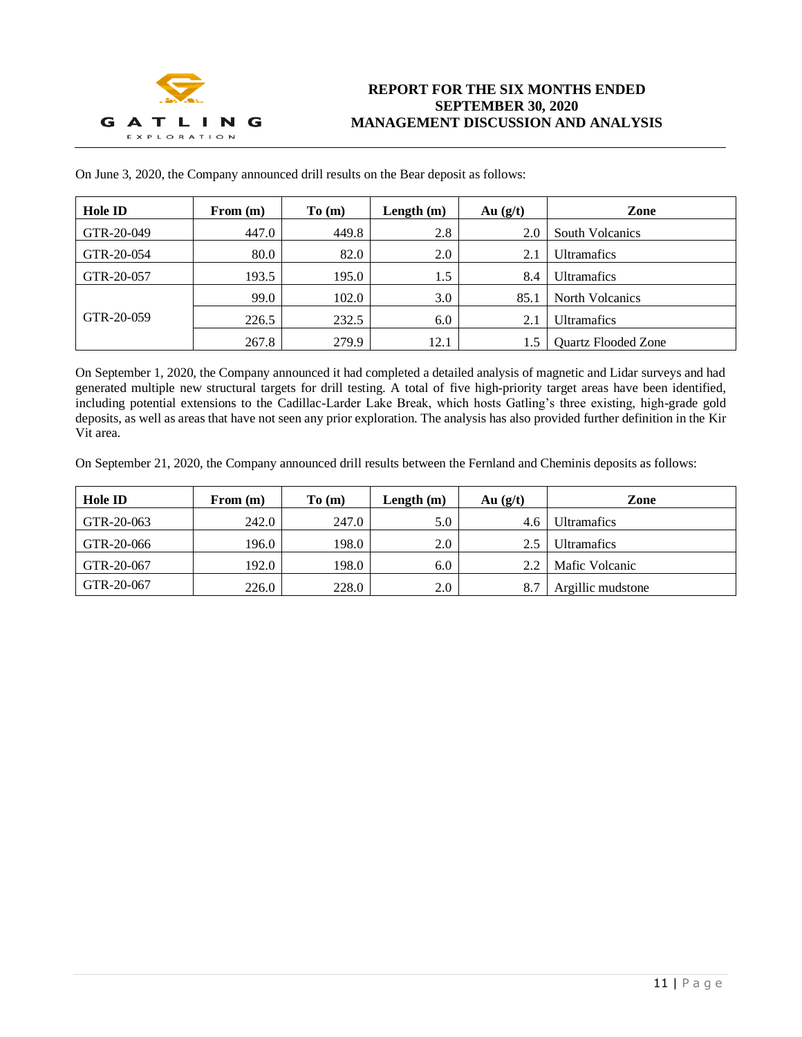On June 3, 2020, the Company announced drill results on the Bear deposit as follows:

| Hole ID | From (m) | To (m) | Length (m) | Au (g/t) | Zone |
|---|---|---|---|---|---|
| GTR-20-049 | 447.0 | 449.8 | 2.8 | 2.0 | South Volcanics |
| GTR-20-054 | 80.0 | 82.0 | 2.0 | 2.1 | Ultramafics |
| GTR-20-057 | 193.5 | 195.0 | 1.5 | 8.4 | Ultramafics |
| GTR-20-059 | 99.0 | 102.0 | 3.0 | 85.1 | North Volcanics |
| | 226.5 | 232.5 | 6.0 | 2.1 | Ultramafics |
| | 267.8 | 279.9 | 12.1 | 1.5 | Quartz Flooded Zone |

On September 1, 2020, the Company announced it had completed a detailed analysis of magnetic and Lidar surveys and had generated multiple new structural targets for drill testing. A total of five high-priority target areas have been identified, including potential extensions to the Cadillac-Larder Lake Break, which hosts Gatling's three existing, high-grade gold deposits, as well as areas that have not seen any prior exploration. The analysis has also provided further definition in the Kir Vit area.

On September 21, 2020, the Company announced drill results between the Fernland and Cheminis deposits as follows:

| Hole ID | From (m) | To (m) | Length (m) | Au (g/t) | Zone |
|---|---|---|---|---|---|
| GTR-20-063 | 242.0 | 247.0 | 5.0 | 4.6 | Ultramafics |
| GTR-20-066 | 196.0 | 198.0 | 2.0 | 2.5 | Ultramafics |
| GTR-20-067 | 192.0 | 198.0 | 6.0 | 2.2 | Mafic Volcanic |
| GTR-20-067 | 226.0 | 228.0 | 2.0 | 8.7 | Argillic mudstone |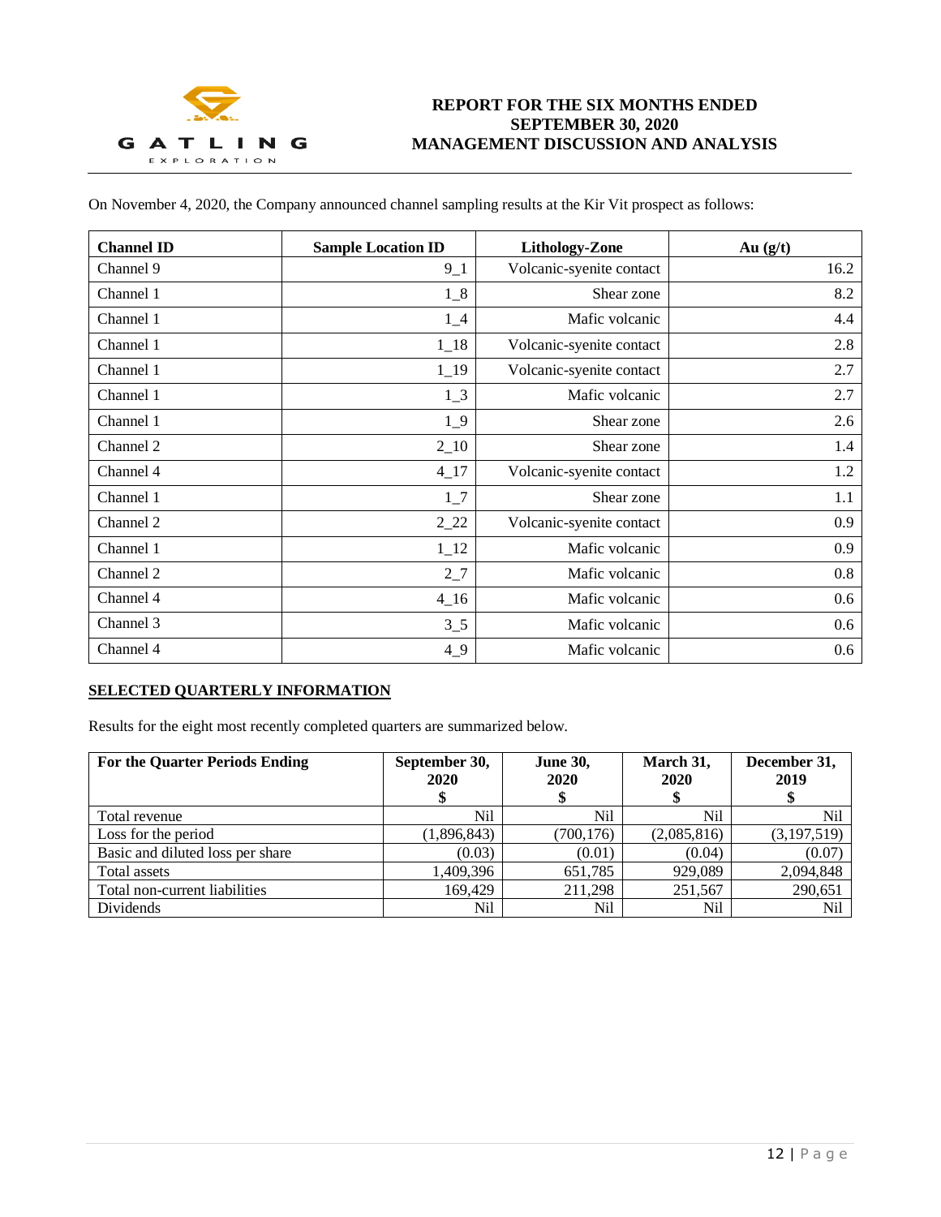On November 4, 2020, the Company announced channel sampling results at the Kir Vit prospect as follows:

| Channel ID | Sample Location ID | Lithology-Zone | Au (g/t) |
|---|---|---|---|
| Channel 9 | 9_1 | Volcanic-syenite contact | 16.2 |
| Channel 1 | 1_8 | Shear zone | 8.2 |
| Channel 1 | 1_4 | Mafic volcanic | 4.4 |
| Channel 1 | 1_18 | Volcanic-syenite contact | 2.8 |
| Channel 1 | 1_19 | Volcanic-syenite contact | 2.7 |
| Channel 1 | 1_3 | Mafic volcanic | 2.7 |
| Channel 1 | 1_9 | Shear zone | 2.6 |
| Channel 2 | 2_10 | Shear zone | 1.4 |
| Channel 4 | 4_17 | Volcanic-syenite contact | 1.2 |
| Channel 1 | 1_7 | Shear zone | 1.1 |
| Channel 2 | 2_22 | Volcanic-syenite contact | 0.9 |
| Channel 1 | 1_12 | Mafic volcanic | 0.9 |
| Channel 2 | 2_7 | Mafic volcanic | 0.8 |
| Channel 4 | 4_16 | Mafic volcanic | 0.6 |
| Channel 3 | 3_5 | Mafic volcanic | 0.6 |
| Channel 4 | 4_9 | Mafic volcanic | 0.6 |

## SELECTED QUARTERLY INFORMATION

Results for the eight most recently completed quarters are summarized below.

| For the Quarter Periods Ending | September 30, 2020 $ | June 30, 2020 $ | March 31, 2020 $ | December 31, 2019 $ |
|---|---|---|---|---|
| Total revenue | Nil | Nil | Nil | Nil |
| Loss for the period | (1,896,843) | (700,176) | (2,085,816) | (3,197,519) |
| Basic and diluted loss per share | (0.03) | (0.01) | (0.04) | (0.07) |
| Total assets | 1,409,396 | 651,785 | 929,089 | 2,094,848 |
| Total non-current liabilities | 169,429 | 211,298 | 251,567 | 290,651 |
| Dividends | Nil | Nil | Nil | Nil |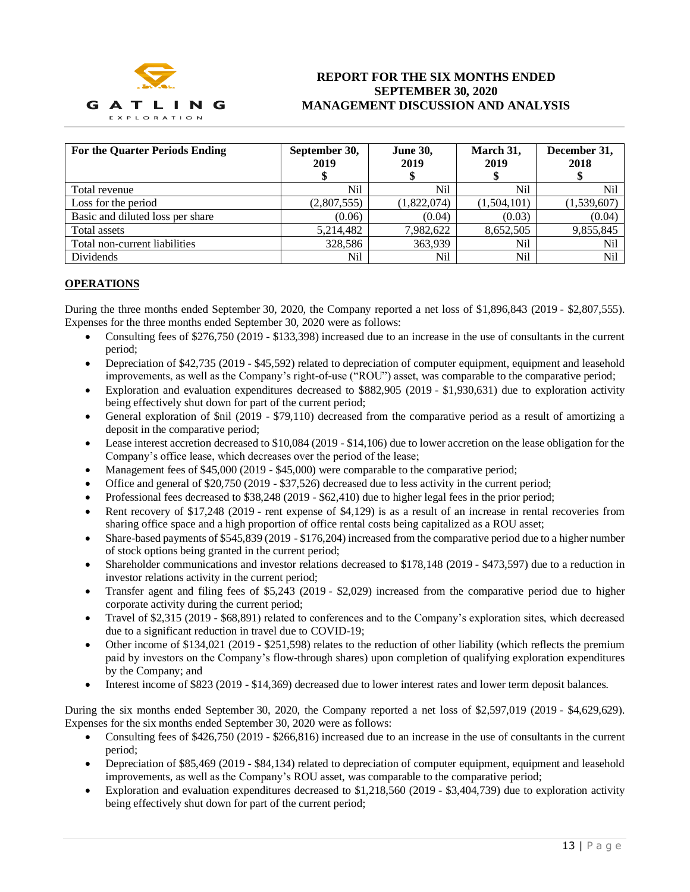| For the Quarter Periods Ending | September 30, 2019 $ | June 30, 2019 $ | March 31, 2019 $ | December 31, 2018 $ |
|---|---|---|---|---|
| Total revenue | Nil | Nil | Nil | Nil |
| Loss for the period | (2,807,555) | (1,822,074) | (1,504,101) | (1,539,607) |
| Basic and diluted loss per share | (0.06) | (0.04) | (0.03) | (0.04) |
| Total assets | 5,214,482 | 7,982,622 | 8,652,505 | 9,855,845 |
| Total non-current liabilities | 328,586 | 363,939 | Nil | Nil |
| Dividends | Nil | Nil | Nil | Nil |

## OPERATIONS

During the three months ended September 30, 2020, the Company reported a net loss of $1,896,843 (2019 - $2,807,555). Expenses for the three months ended September 30, 2020 were as follows:

- Consulting fees of $276,750 (2019 - $133,398) increased due to an increase in the use of consultants in the current period;
- Depreciation of $42,735 (2019 - $45,592) related to depreciation of computer equipment, equipment and leasehold improvements, as well as the Company's right-of-use ("ROU") asset, was comparable to the comparative period;
- Exploration and evaluation expenditures decreased to $882,905 (2019 - $1,930,631) due to exploration activity being effectively shut down for part of the current period;
- General exploration of $nil (2019 - $79,110) decreased from the comparative period as a result of amortizing a deposit in the comparative period;
- Lease interest accretion decreased to $10,084 (2019 - $14,106) due to lower accretion on the lease obligation for the Company's office lease, which decreases over the period of the lease;
- Management fees of $45,000 (2019 - $45,000) were comparable to the comparative period;
- Office and general of $20,750 (2019 - $37,526) decreased due to less activity in the current period;
- Professional fees decreased to $38,248 (2019 - $62,410) due to higher legal fees in the prior period;
- Rent recovery of $17,248 (2019 - rent expense of $4,129) is as a result of an increase in rental recoveries from sharing office space and a high proportion of office rental costs being capitalized as a ROU asset;
- Share-based payments of $545,839 (2019 - $176,204) increased from the comparative period due to a higher number of stock options being granted in the current period;
- Shareholder communications and investor relations decreased to $178,148 (2019 - $473,597) due to a reduction in investor relations activity in the current period;
- Transfer agent and filing fees of $5,243 (2019 - $2,029) increased from the comparative period due to higher corporate activity during the current period;
- Travel of $2,315 (2019 - $68,891) related to conferences and to the Company's exploration sites, which decreased due to a significant reduction in travel due to COVID-19;
- Other income of $134,021 (2019 - $251,598) relates to the reduction of other liability (which reflects the premium paid by investors on the Company's flow-through shares) upon completion of qualifying exploration expenditures by the Company; and
- Interest income of $823 (2019 - $14,369) decreased due to lower interest rates and lower term deposit balances.

During the six months ended September 30, 2020, the Company reported a net loss of $2,597,019 (2019 - $4,629,629). Expenses for the six months ended September 30, 2020 were as follows:

- Consulting fees of $426,750 (2019 - $266,816) increased due to an increase in the use of consultants in the current period;
- Depreciation of $85,469 (2019 - $84,134) related to depreciation of computer equipment, equipment and leasehold improvements, as well as the Company's ROU asset, was comparable to the comparative period;
- Exploration and evaluation expenditures decreased to $1,218,560 (2019 - $3,404,739) due to exploration activity being effectively shut down for part of the current period;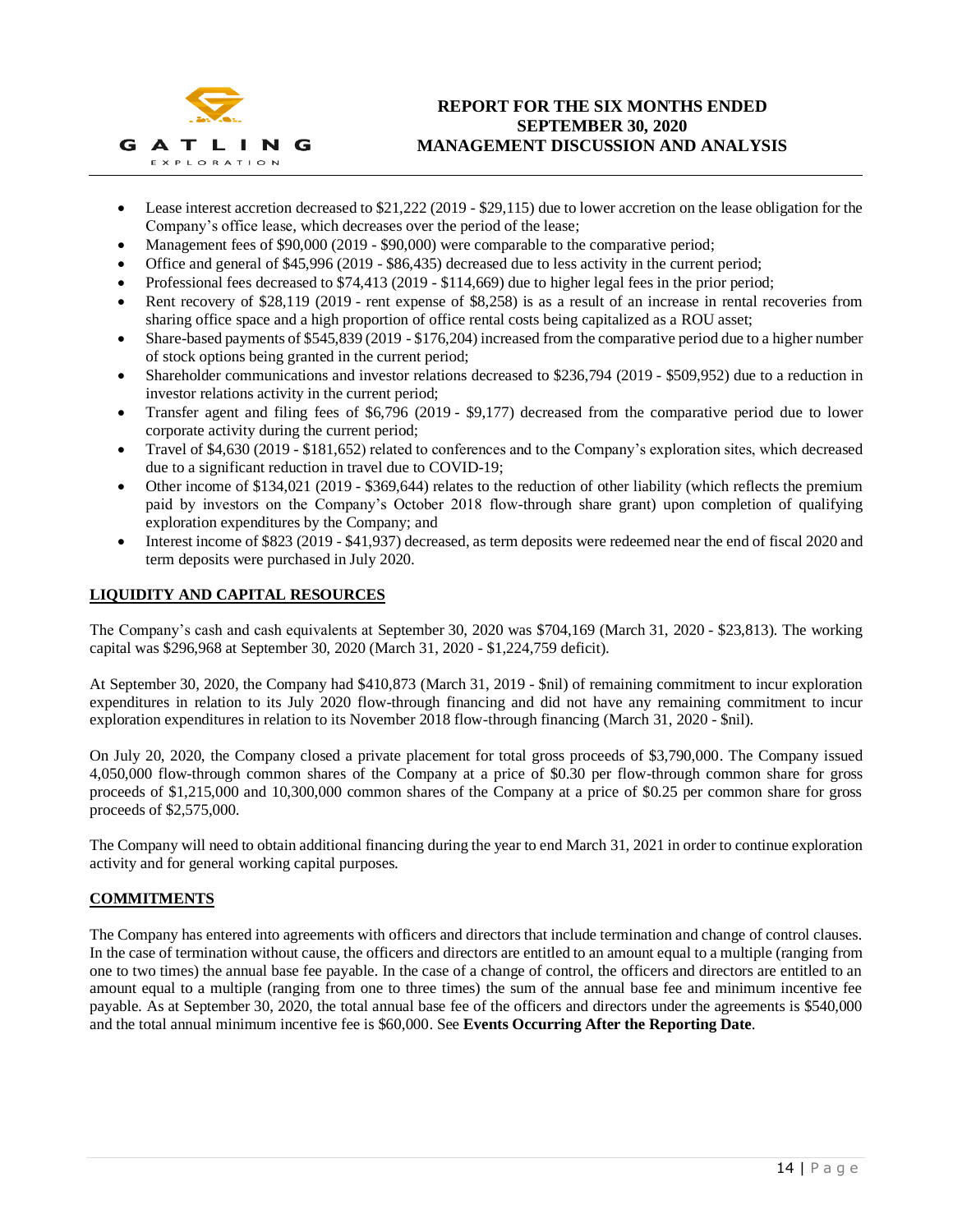- Lease interest accretion decreased to $21,222 (2019 - $29,115) due to lower accretion on the lease obligation for the Company's office lease, which decreases over the period of the lease;
- Management fees of $90,000 (2019 - $90,000) were comparable to the comparative period;
- Office and general of $45,996 (2019 - $86,435) decreased due to less activity in the current period;
- Professional fees decreased to $74,413 (2019 - $114,669) due to higher legal fees in the prior period;
- Rent recovery of $28,119 (2019 - rent expense of $8,258) is as a result of an increase in rental recoveries from sharing office space and a high proportion of office rental costs being capitalized as a ROU asset;
- Share-based payments of $545,839 (2019 - $176,204) increased from the comparative period due to a higher number of stock options being granted in the current period;
- Shareholder communications and investor relations decreased to $236,794 (2019 - $509,952) due to a reduction in investor relations activity in the current period;
- Transfer agent and filing fees of $6,796 (2019 - $9,177) decreased from the comparative period due to lower corporate activity during the current period;
- Travel of $4,630 (2019 - $181,652) related to conferences and to the Company's exploration sites, which decreased due to a significant reduction in travel due to COVID-19;
- Other income of $134,021 (2019 - $369,644) relates to the reduction of other liability (which reflects the premium paid by investors on the Company's October 2018 flow-through share grant) upon completion of qualifying exploration expenditures by the Company; and
- Interest income of $823 (2019 - $41,937) decreased, as term deposits were redeemed near the end of fiscal 2020 and term deposits were purchased in July 2020.

## LIQUIDITY AND CAPITAL RESOURCES

The Company's cash and cash equivalents at September 30, 2020 was $704,169 (March 31, 2020 - $23,813). The working capital was $296,968 at September 30, 2020 (March 31, 2020 - $1,224,759 deficit).

At September 30, 2020, the Company had $410,873 (March 31, 2019 - $nil) of remaining commitment to incur exploration expenditures in relation to its July 2020 flow-through financing and did not have any remaining commitment to incur exploration expenditures in relation to its November 2018 flow-through financing (March 31, 2020 - $nil).

On July 20, 2020, the Company closed a private placement for total gross proceeds of $3,790,000. The Company issued 4,050,000 flow-through common shares of the Company at a price of $0.30 per flow-through common share for gross proceeds of $1,215,000 and 10,300,000 common shares of the Company at a price of $0.25 per common share for gross proceeds of $2,575,000.

The Company will need to obtain additional financing during the year to end March 31, 2021 in order to continue exploration activity and for general working capital purposes.

## COMMITMENTS

The Company has entered into agreements with officers and directors that include termination and change of control clauses. In the case of termination without cause, the officers and directors are entitled to an amount equal to a multiple (ranging from one to two times) the annual base fee payable. In the case of a change of control, the officers and directors are entitled to an amount equal to a multiple (ranging from one to three times) the sum of the annual base fee and minimum incentive fee payable. As at September 30, 2020, the total annual base fee of the officers and directors under the agreements is $540,000 and the total annual minimum incentive fee is $60,000. See **Events Occurring After the Reporting Date**.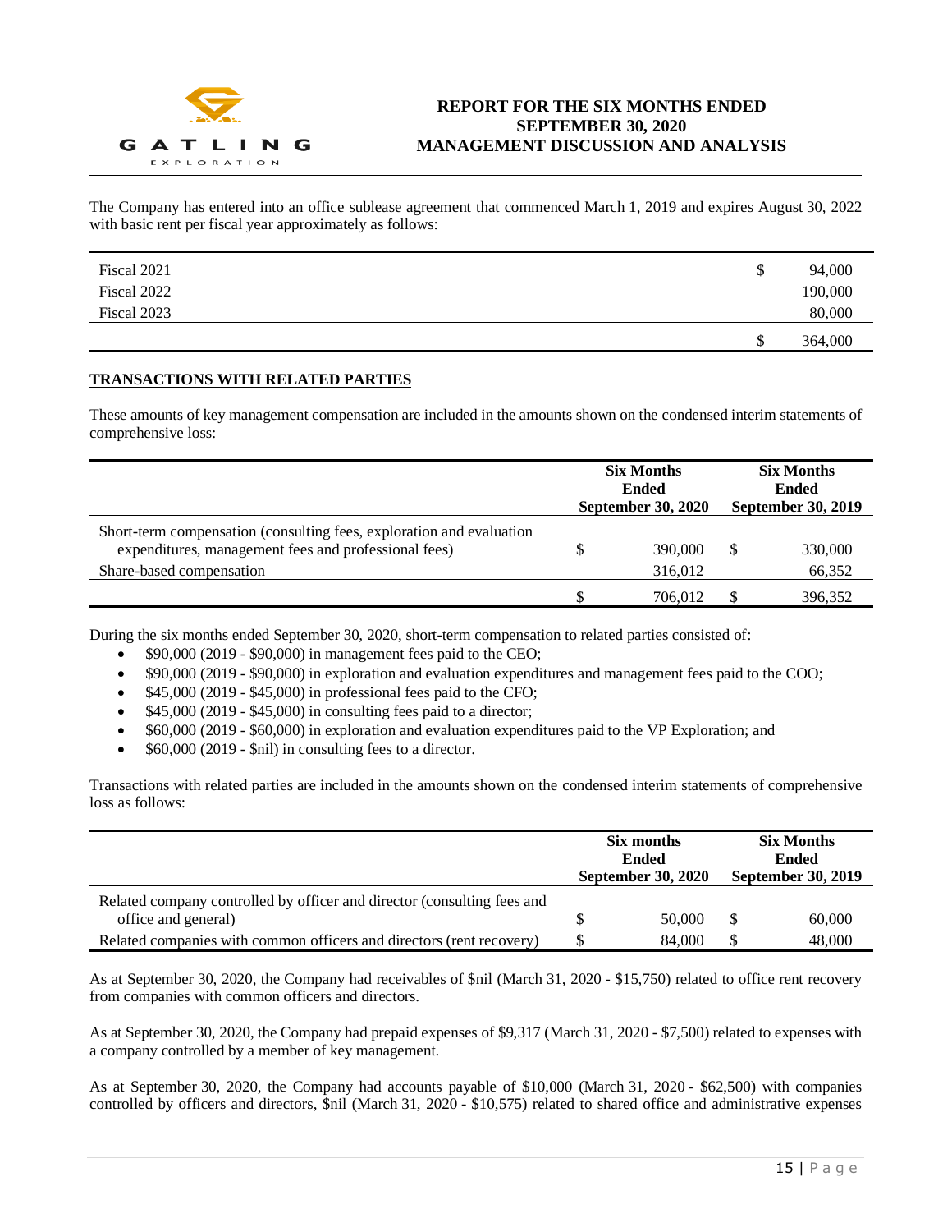The Company has entered into an office sublease agreement that commenced March 1, 2019 and expires August 30, 2022 with basic rent per fiscal year approximately as follows:

| | |
|---|---|
| Fiscal 2021 | $ 94,000 |
| Fiscal 2022 | 190,000 |
| Fiscal 2023 | 80,000 |
| | $ 364,000 |

**TRANSACTIONS WITH RELATED PARTIES**

These amounts of key management compensation are included in the amounts shown on the condensed interim statements of comprehensive loss:

| | Six Months Ended September 30, 2020 | Six Months Ended September 30, 2019 |
|---|---|---|
| Short-term compensation (consulting fees, exploration and evaluation expenditures, management fees and professional fees) | $ 390,000 | $ 330,000 |
| Share-based compensation | 316,012 | 66,352 |
| | $ 706,012 | $ 396,352 |

During the six months ended September 30, 2020, short-term compensation to related parties consisted of:

- $90,000 (2019 - $90,000) in management fees paid to the CEO;
- $90,000 (2019 - $90,000) in exploration and evaluation expenditures and management fees paid to the COO;
- $45,000 (2019 - $45,000) in professional fees paid to the CFO;
- $45,000 (2019 - $45,000) in consulting fees paid to a director;
- $60,000 (2019 - $60,000) in exploration and evaluation expenditures paid to the VP Exploration; and
- $60,000 (2019 - $nil) in consulting fees to a director.

Transactions with related parties are included in the amounts shown on the condensed interim statements of comprehensive loss as follows:

| | Six months Ended September 30, 2020 | Six Months Ended September 30, 2019 |
|---|---|---|
| Related company controlled by officer and director (consulting fees and office and general) | $ 50,000 | $ 60,000 |
| Related companies with common officers and directors (rent recovery) | $ 84,000 | $ 48,000 |

As at September 30, 2020, the Company had receivables of $nil (March 31, 2020 - $15,750) related to office rent recovery from companies with common officers and directors.

As at September 30, 2020, the Company had prepaid expenses of $9,317 (March 31, 2020 - $7,500) related to expenses with a company controlled by a member of key management.

As at September 30, 2020, the Company had accounts payable of $10,000 (March 31, 2020 - $62,500) with companies controlled by officers and directors, $nil (March 31, 2020 - $10,575) related to shared office and administrative expenses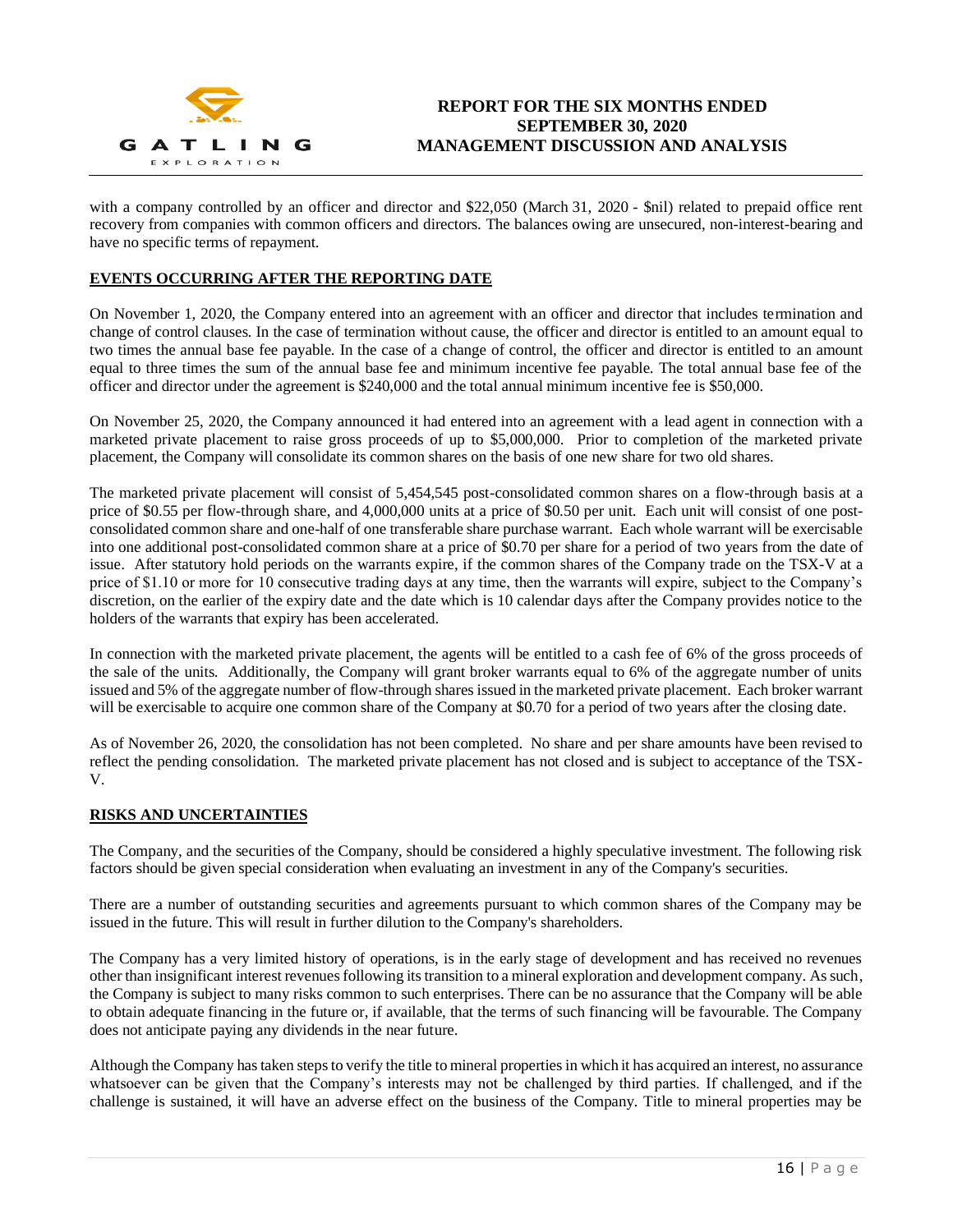with a company controlled by an officer and director and $22,050 (March 31, 2020 - $nil) related to prepaid office rent recovery from companies with common officers and directors. The balances owing are unsecured, non-interest-bearing and have no specific terms of repayment.

## EVENTS OCCURRING AFTER THE REPORTING DATE

On November 1, 2020, the Company entered into an agreement with an officer and director that includes termination and change of control clauses. In the case of termination without cause, the officer and director is entitled to an amount equal to two times the annual base fee payable. In the case of a change of control, the officer and director is entitled to an amount equal to three times the sum of the annual base fee and minimum incentive fee payable. The total annual base fee of the officer and director under the agreement is $240,000 and the total annual minimum incentive fee is $50,000.

On November 25, 2020, the Company announced it had entered into an agreement with a lead agent in connection with a marketed private placement to raise gross proceeds of up to $5,000,000. Prior to completion of the marketed private placement, the Company will consolidate its common shares on the basis of one new share for two old shares.

The marketed private placement will consist of 5,454,545 post-consolidated common shares on a flow-through basis at a price of $0.55 per flow-through share, and 4,000,000 units at a price of $0.50 per unit. Each unit will consist of one post-consolidated common share and one-half of one transferable share purchase warrant. Each whole warrant will be exercisable into one additional post-consolidated common share at a price of $0.70 per share for a period of two years from the date of issue. After statutory hold periods on the warrants expire, if the common shares of the Company trade on the TSX-V at a price of $1.10 or more for 10 consecutive trading days at any time, then the warrants will expire, subject to the Company's discretion, on the earlier of the expiry date and the date which is 10 calendar days after the Company provides notice to the holders of the warrants that expiry has been accelerated.

In connection with the marketed private placement, the agents will be entitled to a cash fee of 6% of the gross proceeds of the sale of the units. Additionally, the Company will grant broker warrants equal to 6% of the aggregate number of units issued and 5% of the aggregate number of flow-through shares issued in the marketed private placement. Each broker warrant will be exercisable to acquire one common share of the Company at $0.70 for a period of two years after the closing date.

As of November 26, 2020, the consolidation has not been completed. No share and per share amounts have been revised to reflect the pending consolidation. The marketed private placement has not closed and is subject to acceptance of the TSX-V.

## RISKS AND UNCERTAINTIES

The Company, and the securities of the Company, should be considered a highly speculative investment. The following risk factors should be given special consideration when evaluating an investment in any of the Company's securities.

There are a number of outstanding securities and agreements pursuant to which common shares of the Company may be issued in the future. This will result in further dilution to the Company's shareholders.

The Company has a very limited history of operations, is in the early stage of development and has received no revenues other than insignificant interest revenues following its transition to a mineral exploration and development company. As such, the Company is subject to many risks common to such enterprises. There can be no assurance that the Company will be able to obtain adequate financing in the future or, if available, that the terms of such financing will be favourable. The Company does not anticipate paying any dividends in the near future.

Although the Company has taken steps to verify the title to mineral properties in which it has acquired an interest, no assurance whatsoever can be given that the Company's interests may not be challenged by third parties. If challenged, and if the challenge is sustained, it will have an adverse effect on the business of the Company. Title to mineral properties may be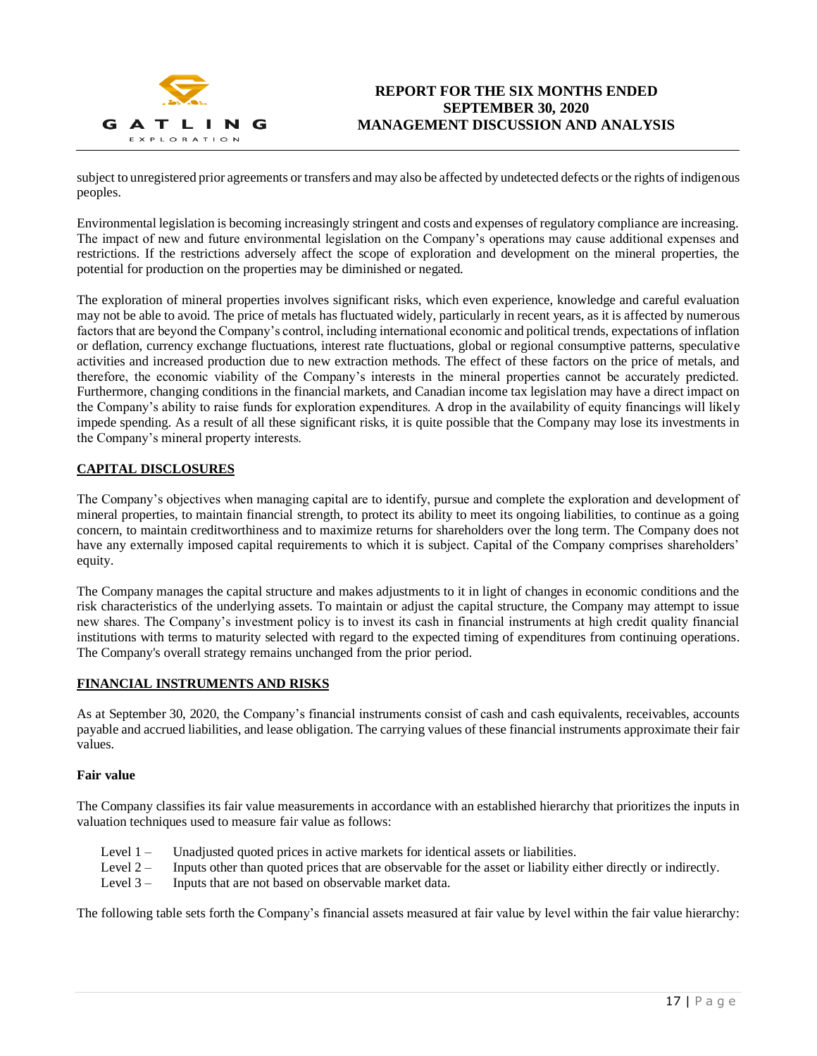subject to unregistered prior agreements or transfers and may also be affected by undetected defects or the rights of indigenous peoples.

Environmental legislation is becoming increasingly stringent and costs and expenses of regulatory compliance are increasing. The impact of new and future environmental legislation on the Company's operations may cause additional expenses and restrictions. If the restrictions adversely affect the scope of exploration and development on the mineral properties, the potential for production on the properties may be diminished or negated.

The exploration of mineral properties involves significant risks, which even experience, knowledge and careful evaluation may not be able to avoid. The price of metals has fluctuated widely, particularly in recent years, as it is affected by numerous factors that are beyond the Company's control, including international economic and political trends, expectations of inflation or deflation, currency exchange fluctuations, interest rate fluctuations, global or regional consumptive patterns, speculative activities and increased production due to new extraction methods. The effect of these factors on the price of metals, and therefore, the economic viability of the Company's interests in the mineral properties cannot be accurately predicted. Furthermore, changing conditions in the financial markets, and Canadian income tax legislation may have a direct impact on the Company's ability to raise funds for exploration expenditures. A drop in the availability of equity financings will likely impede spending. As a result of all these significant risks, it is quite possible that the Company may lose its investments in the Company's mineral property interests.

## CAPITAL DISCLOSURES

The Company's objectives when managing capital are to identify, pursue and complete the exploration and development of mineral properties, to maintain financial strength, to protect its ability to meet its ongoing liabilities, to continue as a going concern, to maintain creditworthiness and to maximize returns for shareholders over the long term. The Company does not have any externally imposed capital requirements to which it is subject. Capital of the Company comprises shareholders' equity.

The Company manages the capital structure and makes adjustments to it in light of changes in economic conditions and the risk characteristics of the underlying assets. To maintain or adjust the capital structure, the Company may attempt to issue new shares. The Company's investment policy is to invest its cash in financial instruments at high credit quality financial institutions with terms to maturity selected with regard to the expected timing of expenditures from continuing operations. The Company's overall strategy remains unchanged from the prior period.

## FINANCIAL INSTRUMENTS AND RISKS

As at September 30, 2020, the Company's financial instruments consist of cash and cash equivalents, receivables, accounts payable and accrued liabilities, and lease obligation. The carrying values of these financial instruments approximate their fair values.

### Fair value

The Company classifies its fair value measurements in accordance with an established hierarchy that prioritizes the inputs in valuation techniques used to measure fair value as follows:

- Level 1 – Unadjusted quoted prices in active markets for identical assets or liabilities.
- Level 2 – Inputs other than quoted prices that are observable for the asset or liability either directly or indirectly.
- Level 3 – Inputs that are not based on observable market data.

The following table sets forth the Company's financial assets measured at fair value by level within the fair value hierarchy: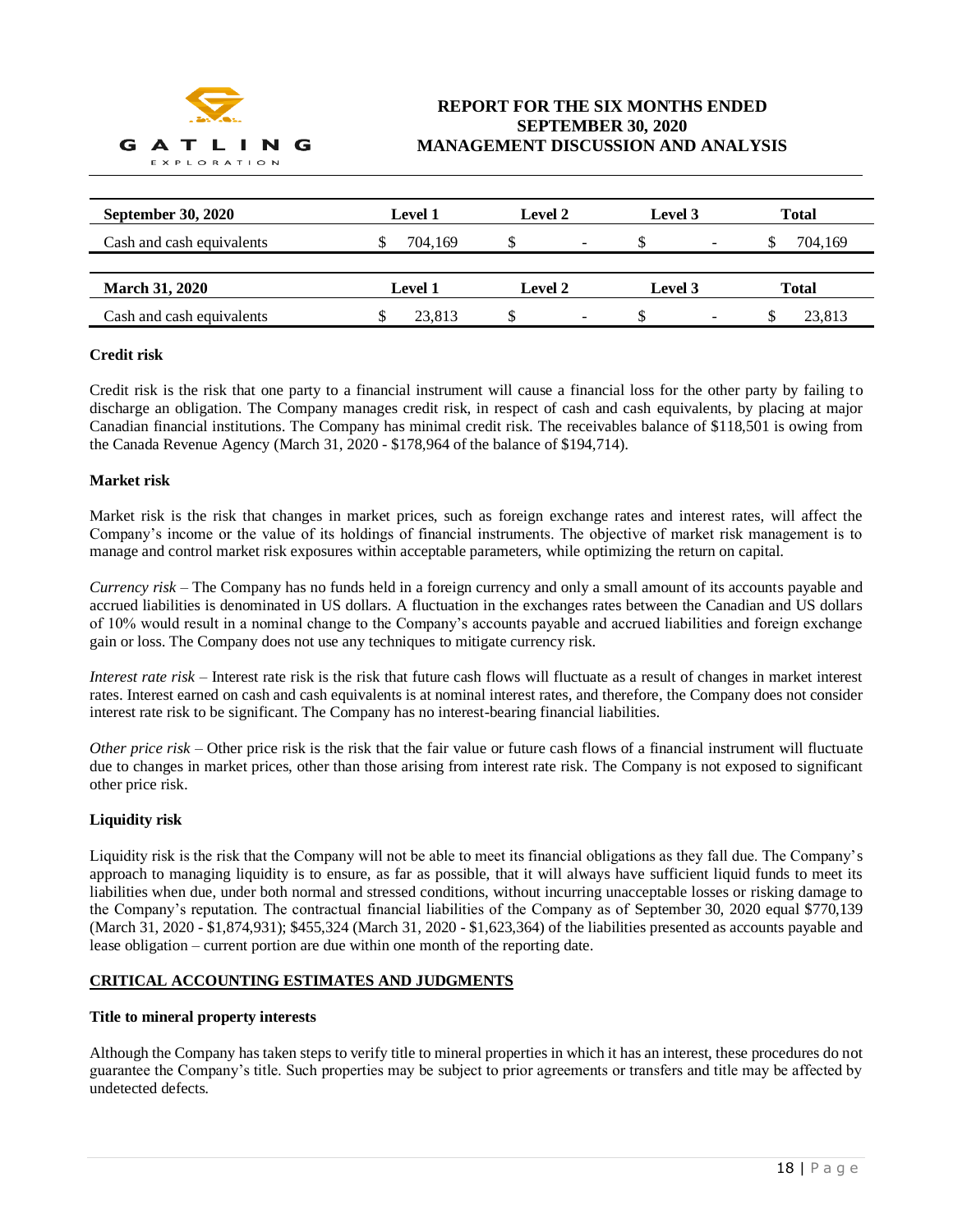| September 30, 2020 | Level 1 | Level 2 | Level 3 | Total |
|---|---|---|---|---|
| Cash and cash equivalents | $ 704,169 | $ - | $ - | $ 704,169 |

| March 31, 2020 | Level 1 | Level 2 | Level 3 | Total |
|---|---|---|---|---|
| Cash and cash equivalents | $ 23,813 | $ - | $ - | $ 23,813 |

**Credit risk**

Credit risk is the risk that one party to a financial instrument will cause a financial loss for the other party by failing to discharge an obligation. The Company manages credit risk, in respect of cash and cash equivalents, by placing at major Canadian financial institutions. The Company has minimal credit risk. The receivables balance of $118,501 is owing from the Canada Revenue Agency (March 31, 2020 - $178,964 of the balance of $194,714).

**Market risk**

Market risk is the risk that changes in market prices, such as foreign exchange rates and interest rates, will affect the Company's income or the value of its holdings of financial instruments. The objective of market risk management is to manage and control market risk exposures within acceptable parameters, while optimizing the return on capital.

*Currency risk* – The Company has no funds held in a foreign currency and only a small amount of its accounts payable and accrued liabilities is denominated in US dollars. A fluctuation in the exchanges rates between the Canadian and US dollars of 10% would result in a nominal change to the Company's accounts payable and accrued liabilities and foreign exchange gain or loss. The Company does not use any techniques to mitigate currency risk.

*Interest rate risk* – Interest rate risk is the risk that future cash flows will fluctuate as a result of changes in market interest rates. Interest earned on cash and cash equivalents is at nominal interest rates, and therefore, the Company does not consider interest rate risk to be significant. The Company has no interest-bearing financial liabilities.

*Other price risk* – Other price risk is the risk that the fair value or future cash flows of a financial instrument will fluctuate due to changes in market prices, other than those arising from interest rate risk. The Company is not exposed to significant other price risk.

**Liquidity risk**

Liquidity risk is the risk that the Company will not be able to meet its financial obligations as they fall due. The Company's approach to managing liquidity is to ensure, as far as possible, that it will always have sufficient liquid funds to meet its liabilities when due, under both normal and stressed conditions, without incurring unacceptable losses or risking damage to the Company's reputation. The contractual financial liabilities of the Company as of September 30, 2020 equal $770,139 (March 31, 2020 - $1,874,931); $455,324 (March 31, 2020 - $1,623,364) of the liabilities presented as accounts payable and lease obligation – current portion are due within one month of the reporting date.

## CRITICAL ACCOUNTING ESTIMATES AND JUDGMENTS

**Title to mineral property interests**

Although the Company has taken steps to verify title to mineral properties in which it has an interest, these procedures do not guarantee the Company's title. Such properties may be subject to prior agreements or transfers and title may be affected by undetected defects.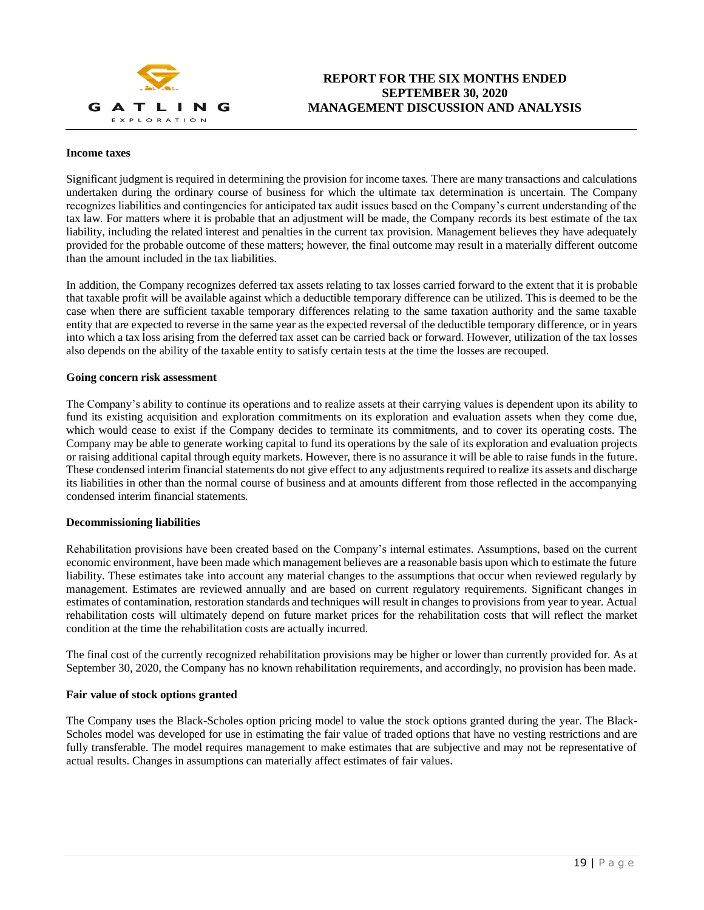**Income taxes**

Significant judgment is required in determining the provision for income taxes. There are many transactions and calculations undertaken during the ordinary course of business for which the ultimate tax determination is uncertain. The Company recognizes liabilities and contingencies for anticipated tax audit issues based on the Company's current understanding of the tax law. For matters where it is probable that an adjustment will be made, the Company records its best estimate of the tax liability, including the related interest and penalties in the current tax provision. Management believes they have adequately provided for the probable outcome of these matters; however, the final outcome may result in a materially different outcome than the amount included in the tax liabilities.

In addition, the Company recognizes deferred tax assets relating to tax losses carried forward to the extent that it is probable that taxable profit will be available against which a deductible temporary difference can be utilized. This is deemed to be the case when there are sufficient taxable temporary differences relating to the same taxation authority and the same taxable entity that are expected to reverse in the same year as the expected reversal of the deductible temporary difference, or in years into which a tax loss arising from the deferred tax asset can be carried back or forward. However, utilization of the tax losses also depends on the ability of the taxable entity to satisfy certain tests at the time the losses are recouped.

**Going concern risk assessment**

The Company's ability to continue its operations and to realize assets at their carrying values is dependent upon its ability to fund its existing acquisition and exploration commitments on its exploration and evaluation assets when they come due, which would cease to exist if the Company decides to terminate its commitments, and to cover its operating costs. The Company may be able to generate working capital to fund its operations by the sale of its exploration and evaluation projects or raising additional capital through equity markets. However, there is no assurance it will be able to raise funds in the future. These condensed interim financial statements do not give effect to any adjustments required to realize its assets and discharge its liabilities in other than the normal course of business and at amounts different from those reflected in the accompanying condensed interim financial statements.

**Decommissioning liabilities**

Rehabilitation provisions have been created based on the Company's internal estimates. Assumptions, based on the current economic environment, have been made which management believes are a reasonable basis upon which to estimate the future liability. These estimates take into account any material changes to the assumptions that occur when reviewed regularly by management. Estimates are reviewed annually and are based on current regulatory requirements. Significant changes in estimates of contamination, restoration standards and techniques will result in changes to provisions from year to year. Actual rehabilitation costs will ultimately depend on future market prices for the rehabilitation costs that will reflect the market condition at the time the rehabilitation costs are actually incurred.

The final cost of the currently recognized rehabilitation provisions may be higher or lower than currently provided for. As at September 30, 2020, the Company has no known rehabilitation requirements, and accordingly, no provision has been made.

**Fair value of stock options granted**

The Company uses the Black-Scholes option pricing model to value the stock options granted during the year. The Black-Scholes model was developed for use in estimating the fair value of traded options that have no vesting restrictions and are fully transferable. The model requires management to make estimates that are subjective and may not be representative of actual results. Changes in assumptions can materially affect estimates of fair values.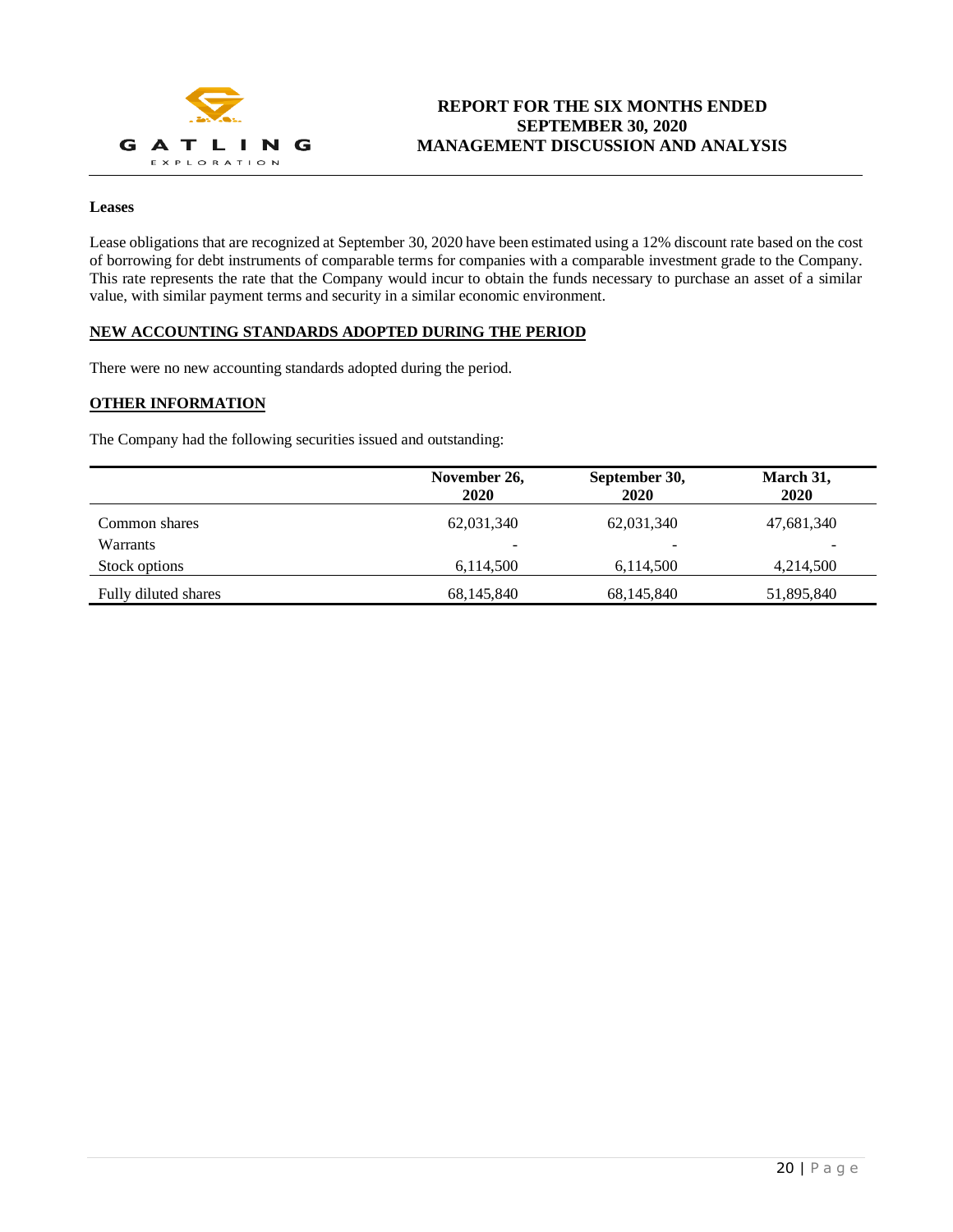**Leases**

Lease obligations that are recognized at September 30, 2020 have been estimated using a 12% discount rate based on the cost of borrowing for debt instruments of comparable terms for companies with a comparable investment grade to the Company. This rate represents the rate that the Company would incur to obtain the funds necessary to purchase an asset of a similar value, with similar payment terms and security in a similar economic environment.

## NEW ACCOUNTING STANDARDS ADOPTED DURING THE PERIOD

There were no new accounting standards adopted during the period.

## OTHER INFORMATION

The Company had the following securities issued and outstanding:

| | November 26, 2020 | September 30, 2020 | March 31, 2020 |
|---|---|---|---|
| Common shares | 62,031,340 | 62,031,340 | 47,681,340 |
| Warrants | - | - | - |
| Stock options | 6,114,500 | 6,114,500 | 4,214,500 |
| Fully diluted shares | 68,145,840 | 68,145,840 | 51,895,840 |